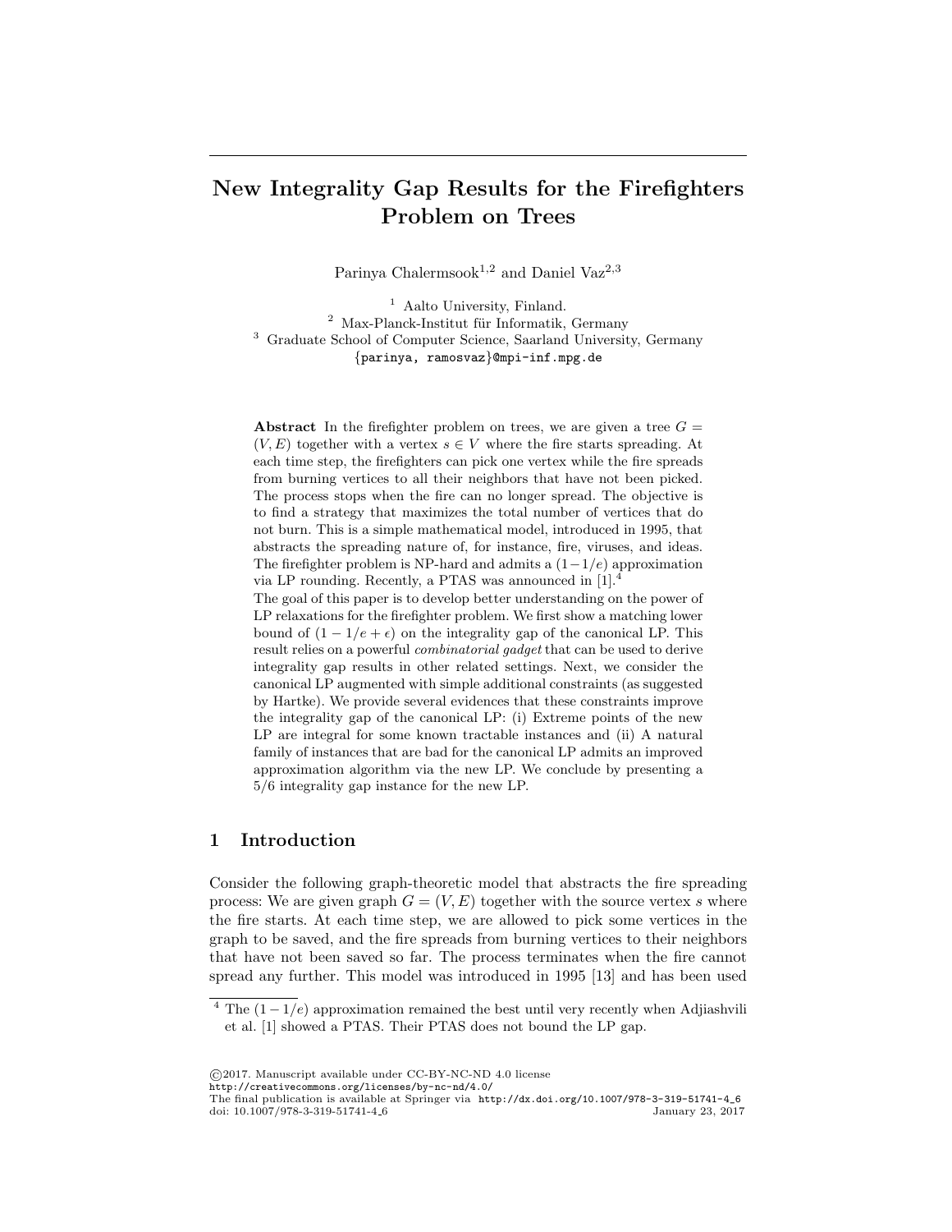# New Integrality Gap Results for the Firefighters Problem on Trees

Parinya Chalermsook[1,2] and Daniel Vaz[2,3]

[1] Aalto University, Finland.
[2] Max-Planck-Institut für Informatik, Germany
[3] Graduate School of Computer Science, Saarland University, Germany
{parinya, ramosvaz}@mpi-inf.mpg.de

**Abstract** In the firefighter problem on trees, we are given a tree $G = (V, E)$ together with a vertex $s \in V$ where the fire starts spreading. At each time step, the firefighters can pick one vertex while the fire spreads from burning vertices to all their neighbors that have not been picked. The process stops when the fire can no longer spread. The objective is to find a strategy that maximizes the total number of vertices that do not burn. This is a simple mathematical model, introduced in 1995, that abstracts the spreading nature of, for instance, fire, viruses, and ideas. The firefighter problem is NP-hard and admits a $(1-1/e)$ approximation via LP rounding. Recently, a PTAS was announced in [1].[4]

The goal of this paper is to develop better understanding on the power of LP relaxations for the firefighter problem. We first show a matching lower bound of $(1 - 1/e + \epsilon)$ on the integrality gap of the canonical LP. This result relies on a powerful *combinatorial gadget* that can be used to derive integrality gap results in other related settings. Next, we consider the canonical LP augmented with simple additional constraints (as suggested by Hartke). We provide several evidences that these constraints improve the integrality gap of the canonical LP: (i) Extreme points of the new LP are integral for some known tractable instances and (ii) A natural family of instances that are bad for the canonical LP admits an improved approximation algorithm via the new LP. We conclude by presenting a 5/6 integrality gap instance for the new LP.

## 1 Introduction

Consider the following graph-theoretic model that abstracts the fire spreading process: We are given graph $G = (V, E)$ together with the source vertex $s$ where the fire starts. At each time step, we are allowed to pick some vertices in the graph to be saved, and the fire spreads from burning vertices to their neighbors that have not been saved so far. The process terminates when the fire cannot spread any further. This model was introduced in 1995 [13] and has been used

[4] The $(1-1/e)$ approximation remained the best until very recently when Adjiashvili et al. [1] showed a PTAS. Their PTAS does not bound the LP gap.

©2017. Manuscript available under CC-BY-NC-ND 4.0 license
http://creativecommons.org/licenses/by-nc-nd/4.0/
The final publication is available at Springer via http://dx.doi.org/10.1007/978-3-319-51741-4_6
doi: 10.1007/978-3-319-51741-4_6 January 23, 2017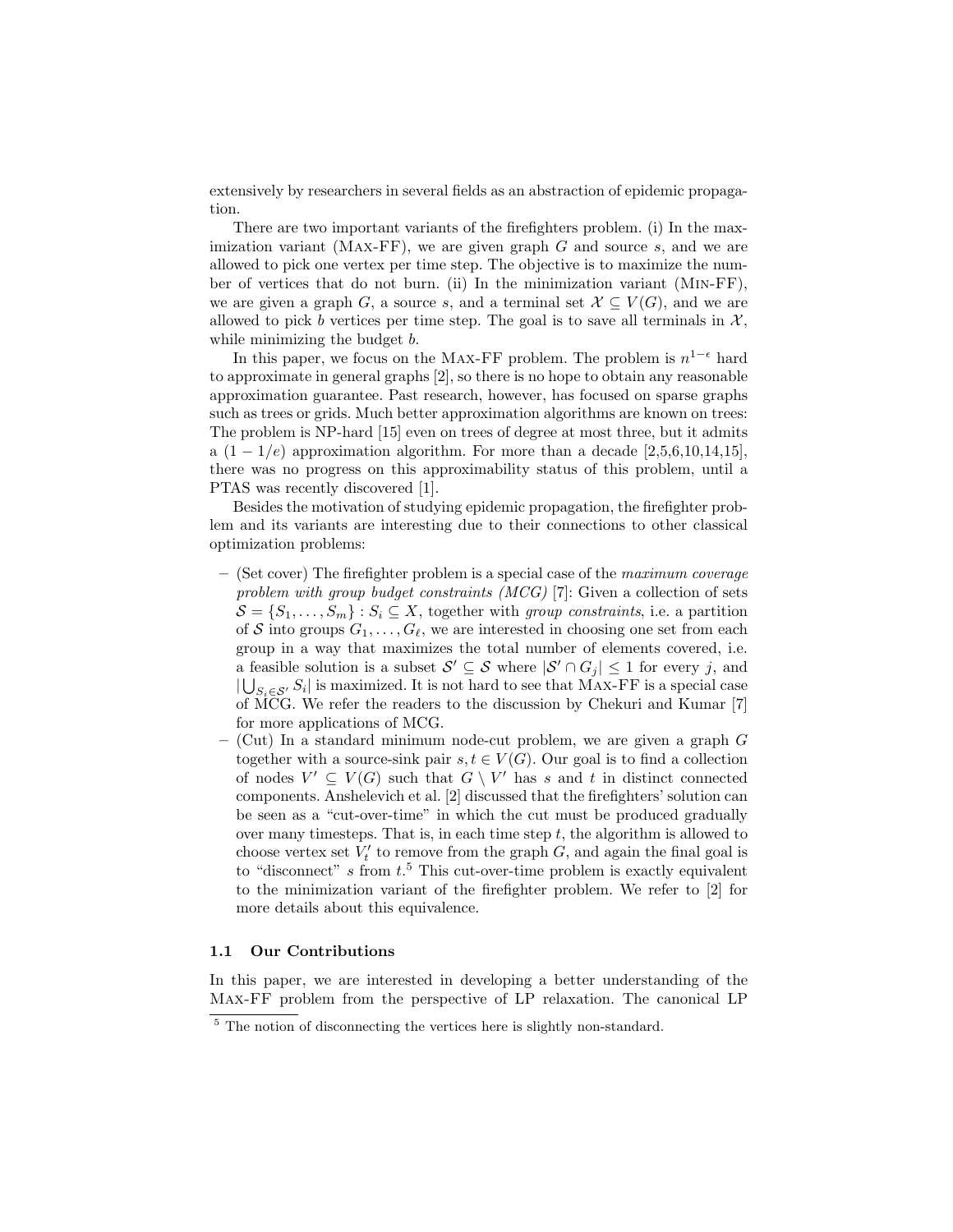extensively by researchers in several fields as an abstraction of epidemic propagation.

There are two important variants of the firefighters problem. (i) In the maximization variant (Max-FF), we are given graph $G$ and source $s$, and we are allowed to pick one vertex per time step. The objective is to maximize the number of vertices that do not burn. (ii) In the minimization variant (Min-FF), we are given a graph $G$, a source $s$, and a terminal set $\mathcal{X} \subseteq V(G)$, and we are allowed to pick $b$ vertices per time step. The goal is to save all terminals in $\mathcal{X}$, while minimizing the budget $b$.

In this paper, we focus on the Max-FF problem. The problem is $n^{1-\epsilon}$ hard to approximate in general graphs [2], so there is no hope to obtain any reasonable approximation guarantee. Past research, however, has focused on sparse graphs such as trees or grids. Much better approximation algorithms are known on trees: The problem is NP-hard [15] even on trees of degree at most three, but it admits a $(1-1/e)$ approximation algorithm. For more than a decade [2,5,6,10,14,15], there was no progress on this approximability status of this problem, until a PTAS was recently discovered [1].

Besides the motivation of studying epidemic propagation, the firefighter problem and its variants are interesting due to their connections to other classical optimization problems:

- (Set cover) The firefighter problem is a special case of the *maximum coverage problem with group budget constraints (MCG)* [7]: Given a collection of sets $\mathcal{S} = \{S_1, \ldots, S_m\} : S_i \subseteq X$, together with *group constraints*, i.e. a partition of $\mathcal{S}$ into groups $G_1, \ldots, G_\ell$, we are interested in choosing one set from each group in a way that maximizes the total number of elements covered, i.e. a feasible solution is a subset $\mathcal{S}' \subseteq \mathcal{S}$ where $|\mathcal{S}' \cap G_j| \leq 1$ for every $j$, and $|\bigcup_{S_i \in \mathcal{S}'} S_i|$ is maximized. It is not hard to see that Max-FF is a special case of MCG. We refer the readers to the discussion by Chekuri and Kumar [7] for more applications of MCG.
- (Cut) In a standard minimum node-cut problem, we are given a graph $G$ together with a source-sink pair $s, t \in V(G)$. Our goal is to find a collection of nodes $V' \subseteq V(G)$ such that $G \setminus V'$ has $s$ and $t$ in distinct connected components. Anshelevich et al. [2] discussed that the firefighters' solution can be seen as a "cut-over-time" in which the cut must be produced gradually over many timesteps. That is, in each time step $t$, the algorithm is allowed to choose vertex set $V'_t$ to remove from the graph $G$, and again the final goal is to "disconnect" $s$ from $t$.[5] This cut-over-time problem is exactly equivalent to the minimization variant of the firefighter problem. We refer to [2] for more details about this equivalence.

### 1.1 Our Contributions

In this paper, we are interested in developing a better understanding of the Max-FF problem from the perspective of LP relaxation. The canonical LP

[5] The notion of disconnecting the vertices here is slightly non-standard.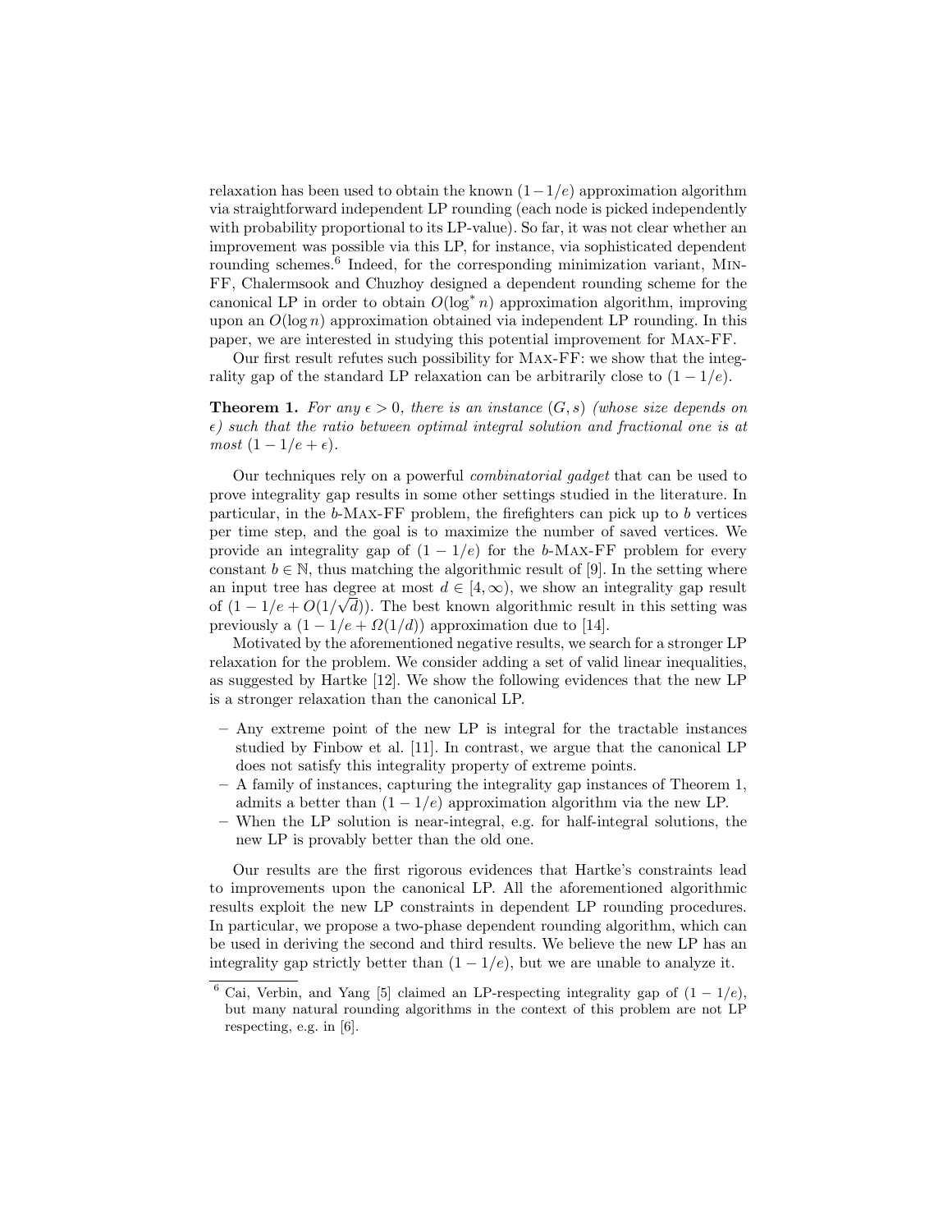relaxation has been used to obtain the known $(1-1/e)$ approximation algorithm via straightforward independent LP rounding (each node is picked independently with probability proportional to its LP-value). So far, it was not clear whether an improvement was possible via this LP, for instance, via sophisticated dependent rounding schemes.[6] Indeed, for the corresponding minimization variant, Min-FF, Chalermsook and Chuzhoy designed a dependent rounding scheme for the canonical LP in order to obtain $O(\log^* n)$ approximation algorithm, improving upon an $O(\log n)$ approximation obtained via independent LP rounding. In this paper, we are interested in studying this potential improvement for Max-FF.

Our first result refutes such possibility for Max-FF: we show that the integrality gap of the standard LP relaxation can be arbitrarily close to $(1 - 1/e)$.

**Theorem 1.** *For any $\epsilon > 0$, there is an instance $(G, s)$ (whose size depends on $\epsilon$) such that the ratio between optimal integral solution and fractional one is at most $(1 - 1/e + \epsilon)$.*

Our techniques rely on a powerful *combinatorial gadget* that can be used to prove integrality gap results in some other settings studied in the literature. In particular, in the $b$-Max-FF problem, the firefighters can pick up to $b$ vertices per time step, and the goal is to maximize the number of saved vertices. We provide an integrality gap of $(1 - 1/e)$ for the $b$-Max-FF problem for every constant $b \in \mathbb{N}$, thus matching the algorithmic result of [9]. In the setting where an input tree has degree at most $d \in [4, \infty)$, we show an integrality gap result of $(1 - 1/e + O(1/\sqrt{d}))$. The best known algorithmic result in this setting was previously a $(1 - 1/e + \Omega(1/d))$ approximation due to [14].

Motivated by the aforementioned negative results, we search for a stronger LP relaxation for the problem. We consider adding a set of valid linear inequalities, as suggested by Hartke [12]. We show the following evidences that the new LP is a stronger relaxation than the canonical LP.

- Any extreme point of the new LP is integral for the tractable instances studied by Finbow et al. [11]. In contrast, we argue that the canonical LP does not satisfy this integrality property of extreme points.
- A family of instances, capturing the integrality gap instances of Theorem 1, admits a better than $(1 - 1/e)$ approximation algorithm via the new LP.
- When the LP solution is near-integral, e.g. for half-integral solutions, the new LP is provably better than the old one.

Our results are the first rigorous evidences that Hartke's constraints lead to improvements upon the canonical LP. All the aforementioned algorithmic results exploit the new LP constraints in dependent LP rounding procedures. In particular, we propose a two-phase dependent rounding algorithm, which can be used in deriving the second and third results. We believe the new LP has an integrality gap strictly better than $(1 - 1/e)$, but we are unable to analyze it.

[6] Cai, Verbin, and Yang [5] claimed an LP-respecting integrality gap of $(1 - 1/e)$, but many natural rounding algorithms in the context of this problem are not LP respecting, e.g. in [6].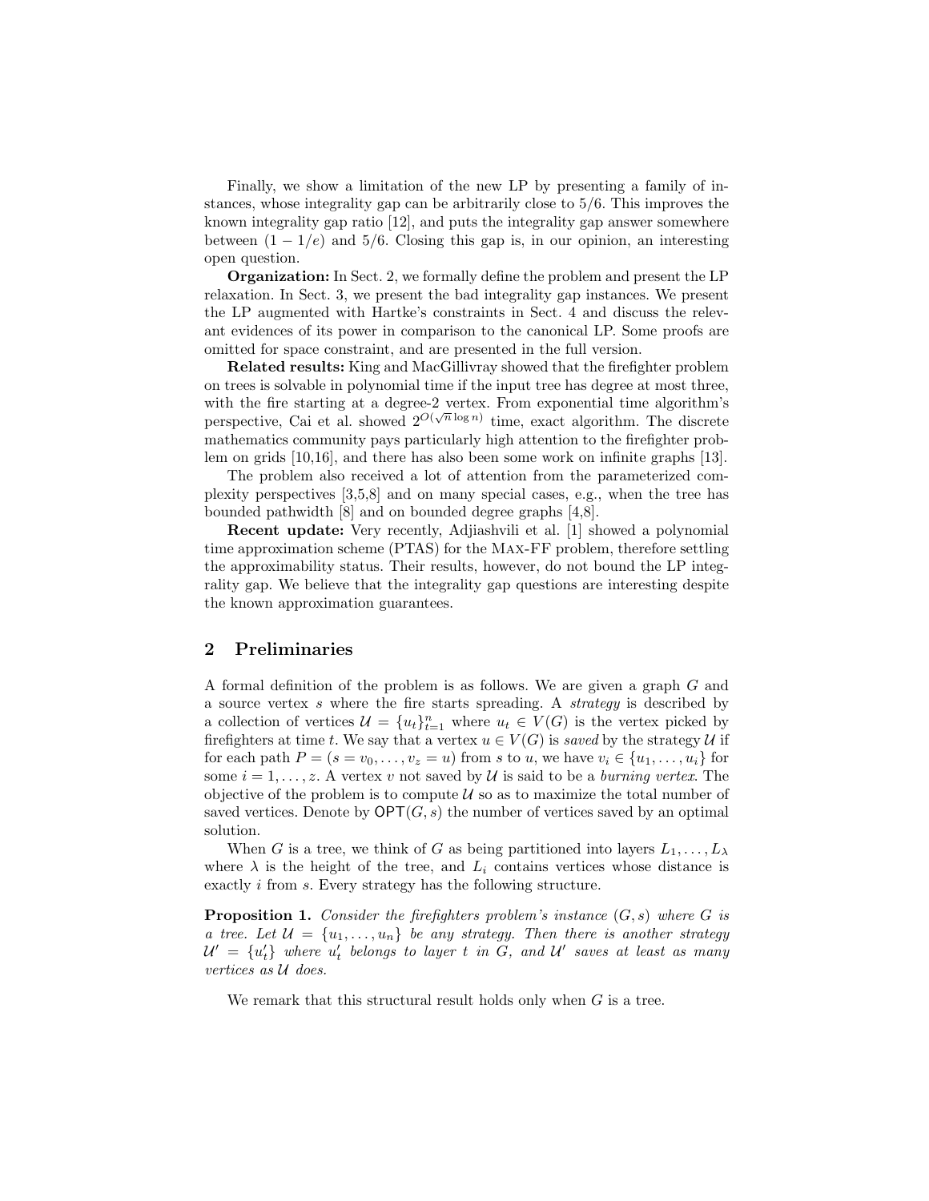Finally, we show a limitation of the new LP by presenting a family of instances, whose integrality gap can be arbitrarily close to $5/6$. This improves the known integrality gap ratio [12], and puts the integrality gap answer somewhere between $(1-1/e)$ and $5/6$. Closing this gap is, in our opinion, an interesting open question.

**Organization:** In Sect. 2, we formally define the problem and present the LP relaxation. In Sect. 3, we present the bad integrality gap instances. We present the LP augmented with Hartke's constraints in Sect. 4 and discuss the relevant evidences of its power in comparison to the canonical LP. Some proofs are omitted for space constraint, and are presented in the full version.

**Related results:** King and MacGillivray showed that the firefighter problem on trees is solvable in polynomial time if the input tree has degree at most three, with the fire starting at a degree-2 vertex. From exponential time algorithm's perspective, Cai et al. showed $2^{O(\sqrt{n}\log n)}$ time, exact algorithm. The discrete mathematics community pays particularly high attention to the firefighter problem on grids [10,16], and there has also been some work on infinite graphs [13].

The problem also received a lot of attention from the parameterized complexity perspectives [3,5,8] and on many special cases, e.g., when the tree has bounded pathwidth [8] and on bounded degree graphs [4,8].

**Recent update:** Very recently, Adjiashvili et al. [1] showed a polynomial time approximation scheme (PTAS) for the Max-FF problem, therefore settling the approximability status. Their results, however, do not bound the LP integrality gap. We believe that the integrality gap questions are interesting despite the known approximation guarantees.

## 2 Preliminaries

A formal definition of the problem is as follows. We are given a graph $G$ and a source vertex $s$ where the fire starts spreading. A *strategy* is described by a collection of vertices $\mathcal{U} = \{u_t\}_{t=1}^n$ where $u_t \in V(G)$ is the vertex picked by firefighters at time $t$. We say that a vertex $u \in V(G)$ is *saved* by the strategy $\mathcal{U}$ if for each path $P = (s = v_0, \ldots, v_z = u)$ from $s$ to $u$, we have $v_i \in \{u_1, \ldots, u_i\}$ for some $i = 1, \ldots, z$. A vertex $v$ not saved by $\mathcal{U}$ is said to be a *burning vertex*. The objective of the problem is to compute $\mathcal{U}$ so as to maximize the total number of saved vertices. Denote by $\mathsf{OPT}(G, s)$ the number of vertices saved by an optimal solution.

When $G$ is a tree, we think of $G$ as being partitioned into layers $L_1, \ldots, L_\lambda$ where $\lambda$ is the height of the tree, and $L_i$ contains vertices whose distance is exactly $i$ from $s$. Every strategy has the following structure.

**Proposition 1.** *Consider the firefighters problem's instance $(G, s)$ where $G$ is a tree. Let $\mathcal{U} = \{u_1, \ldots, u_n\}$ be any strategy. Then there is another strategy $\mathcal{U}' = \{u'_t\}$ where $u'_t$ belongs to layer $t$ in $G$, and $\mathcal{U}'$ saves at least as many vertices as $\mathcal{U}$ does.*

We remark that this structural result holds only when $G$ is a tree.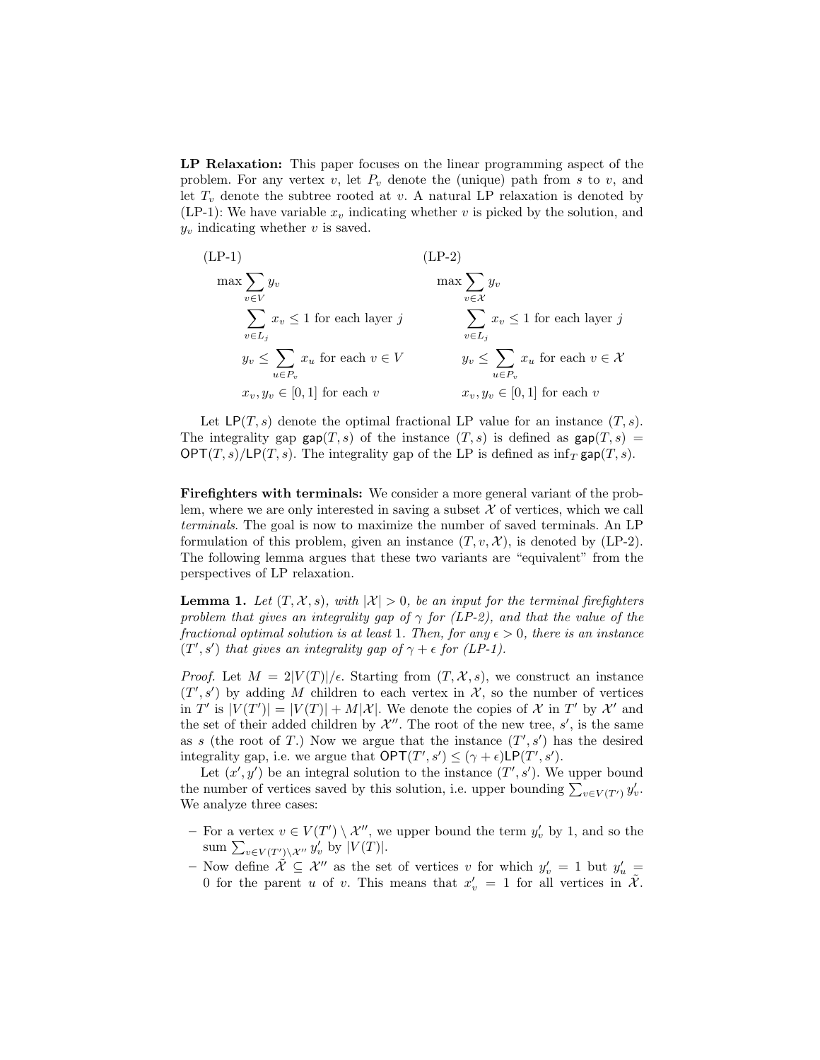**LP Relaxation:** This paper focuses on the linear programming aspect of the problem. For any vertex $v$, let $P_v$ denote the (unique) path from $s$ to $v$, and let $T_v$ denote the subtree rooted at $v$. A natural LP relaxation is denoted by (LP-1): We have variable $x_v$ indicating whether $v$ is picked by the solution, and $y_v$ indicating whether $v$ is saved.

(LP-1)

$$
\begin{aligned}
\max \sum_{v \in V} y_v & \\
\sum_{v \in L_j} x_v \leq 1 & \text{ for each layer } j \\
y_v \leq \sum_{u \in P_v} x_u & \text{ for each } v \in V \\
x_v, y_v \in [0,1] & \text{ for each } v
\end{aligned}
$$

(LP-2)

$$
\begin{aligned}
\max \sum_{v \in \mathcal{X}} y_v & \\
\sum_{v \in L_j} x_v \leq 1 & \text{ for each layer } j \\
y_v \leq \sum_{u \in P_v} x_u & \text{ for each } v \in \mathcal{X} \\
x_v, y_v \in [0,1] & \text{ for each } v
\end{aligned}
$$

Let $\mathsf{LP}(T, s)$ denote the optimal fractional LP value for an instance $(T, s)$. The integrality gap $\mathsf{gap}(T, s)$ of the instance $(T, s)$ is defined as $\mathsf{gap}(T, s) = \mathsf{OPT}(T, s)/\mathsf{LP}(T, s)$. The integrality gap of the LP is defined as $\inf_T \mathsf{gap}(T, s)$.

**Firefighters with terminals:** We consider a more general variant of the problem, where we are only interested in saving a subset $\mathcal{X}$ of vertices, which we call *terminals*. The goal is now to maximize the number of saved terminals. An LP formulation of this problem, given an instance $(T, v, \mathcal{X})$, is denoted by (LP-2). The following lemma argues that these two variants are "equivalent" from the perspectives of LP relaxation.

**Lemma 1.** *Let $(T, \mathcal{X}, s)$, with $|\mathcal{X}| > 0$, be an input for the terminal firefighters problem that gives an integrality gap of $\gamma$ for (LP-2), and that the value of the fractional optimal solution is at least 1. Then, for any $\epsilon > 0$, there is an instance $(T', s')$ that gives an integrality gap of $\gamma + \epsilon$ for (LP-1).*

*Proof.* Let $M = 2|V(T)|/\epsilon$. Starting from $(T, \mathcal{X}, s)$, we construct an instance $(T', s')$ by adding $M$ children to each vertex in $\mathcal{X}$, so the number of vertices in $T'$ is $|V(T')| = |V(T)| + M|\mathcal{X}|$. We denote the copies of $\mathcal{X}$ in $T'$ by $\mathcal{X}'$ and the set of their added children by $\mathcal{X}''$. The root of the new tree, $s'$, is the same as $s$ (the root of $T$.) Now we argue that the instance $(T', s')$ has the desired integrality gap, i.e. we argue that $\mathsf{OPT}(T', s') \leq (\gamma + \epsilon)\mathsf{LP}(T', s')$.

Let $(x', y')$ be an integral solution to the instance $(T', s')$. We upper bound the number of vertices saved by this solution, i.e. upper bounding $\sum_{v \in V(T')} y'_v$. We analyze three cases:

- For a vertex $v \in V(T') \setminus \mathcal{X}''$, we upper bound the term $y'_v$ by 1, and so the sum $\sum_{v \in V(T') \setminus \mathcal{X}''} y'_v$ by $|V(T)|$.
- Now define $\tilde{\mathcal{X}} \subseteq \mathcal{X}''$ as the set of vertices $v$ for which $y'_v = 1$ but $y'_u = 0$ for the parent $u$ of $v$. This means that $x'_v = 1$ for all vertices in $\tilde{\mathcal{X}}$.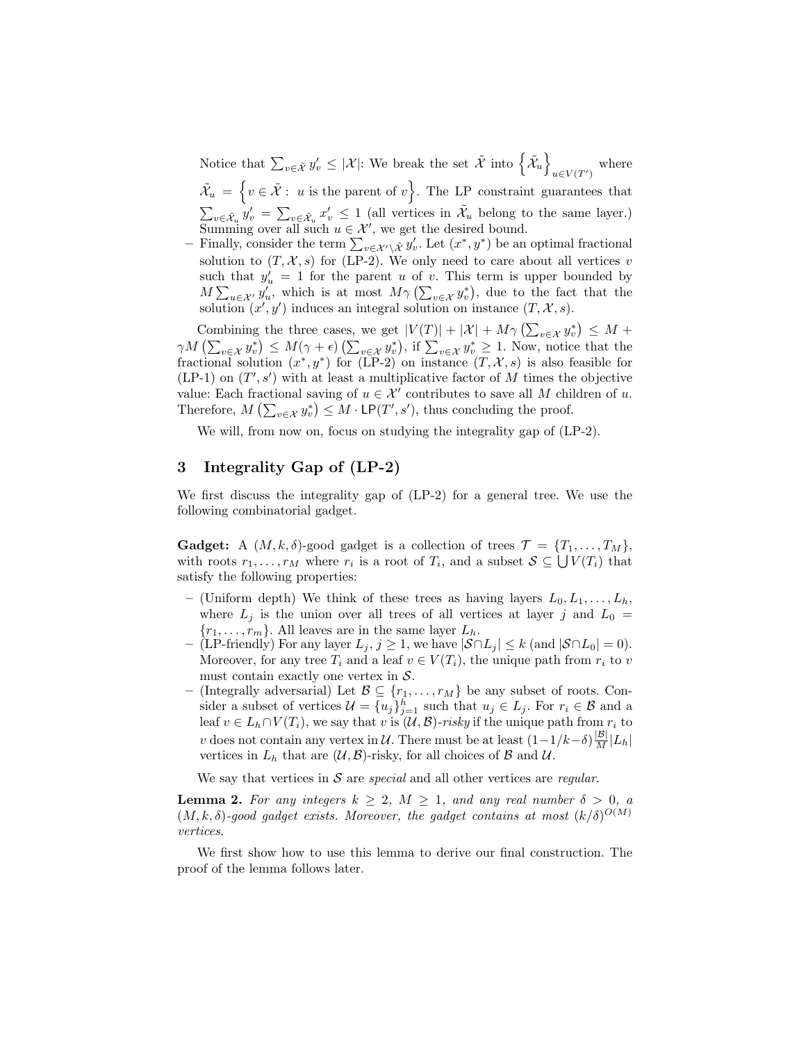Notice that $\sum_{v \in \tilde{\mathcal{X}}} y'_v \leq |\mathcal{X}|$: We break the set $\tilde{\mathcal{X}}$ into $\left\{\tilde{\mathcal{X}}_u\right\}_{u \in V(T')}$ where $\tilde{\mathcal{X}}_u = \left\{v \in \tilde{\mathcal{X}} : \ u \text{ is the parent of } v\right\}$. The LP constraint guarantees that $\sum_{v \in \tilde{\mathcal{X}}_u} y'_v = \sum_{v \in \tilde{\mathcal{X}}_u} x'_v \leq 1$ (all vertices in $\tilde{\mathcal{X}}_u$ belong to the same layer.) Summing over all such $u \in \mathcal{X}'$, we get the desired bound.

– Finally, consider the term $\sum_{v \in \mathcal{X}' \setminus \tilde{\mathcal{X}}} y'_v$. Let $(x^*, y^*)$ be an optimal fractional solution to $(T, \mathcal{X}, s)$ for (LP-2). We only need to care about all vertices $v$ such that $y'_u = 1$ for the parent $u$ of $v$. This term is upper bounded by $M \sum_{u \in \mathcal{X}'} y'_u$, which is at most $M\gamma \left(\sum_{v \in \mathcal{X}} y^*_v\right)$, due to the fact that the solution $(x', y')$ induces an integral solution on instance $(T, \mathcal{X}, s)$.

Combining the three cases, we get $|V(T)| + |\mathcal{X}| + M\gamma \left(\sum_{v \in \mathcal{X}} y^*_v\right) \leq M + \gamma M \left(\sum_{v \in \mathcal{X}} y^*_v\right) \leq M(\gamma + \epsilon) \left(\sum_{v \in \mathcal{X}} y^*_v\right)$, if $\sum_{v \in \mathcal{X}} y^*_v \geq 1$. Now, notice that the fractional solution $(x^*, y^*)$ for (LP-2) on instance $(T, \mathcal{X}, s)$ is also feasible for (LP-1) on $(T', s')$ with at least a multiplicative factor of $M$ times the objective value: Each fractional saving of $u \in \mathcal{X}'$ contributes to save all $M$ children of $u$. Therefore, $M \left(\sum_{v \in \mathcal{X}} y^*_v\right) \leq M \cdot \mathsf{LP}(T', s')$, thus concluding the proof.

We will, from now on, focus on studying the integrality gap of (LP-2).

## 3 Integrality Gap of (LP-2)

We first discuss the integrality gap of (LP-2) for a general tree. We use the following combinatorial gadget.

**Gadget:** A $(M, k, \delta)$-good gadget is a collection of trees $\mathcal{T} = \{T_1, \ldots, T_M\}$, with roots $r_1, \ldots, r_M$ where $r_i$ is a root of $T_i$, and a subset $\mathcal{S} \subseteq \bigcup V(T_i)$ that satisfy the following properties:

– (Uniform depth) We think of these trees as having layers $L_0, L_1, \ldots, L_h$, where $L_j$ is the union over all trees of all vertices at layer $j$ and $L_0 = \{r_1, \ldots, r_m\}$. All leaves are in the same layer $L_h$.
– (LP-friendly) For any layer $L_j$, $j \geq 1$, we have $|\mathcal{S} \cap L_j| \leq k$ (and $|\mathcal{S} \cap L_0| = 0$). Moreover, for any tree $T_i$ and a leaf $v \in V(T_i)$, the unique path from $r_i$ to $v$ must contain exactly one vertex in $\mathcal{S}$.
– (Integrally adversarial) Let $\mathcal{B} \subseteq \{r_1, \ldots, r_M\}$ be any subset of roots. Consider a subset of vertices $\mathcal{U} = \{u_j\}_{j=1}^h$ such that $u_j \in L_j$. For $r_i \in \mathcal{B}$ and a leaf $v \in L_h \cap V(T_i)$, we say that $v$ is $(\mathcal{U}, \mathcal{B})$-*risky* if the unique path from $r_i$ to $v$ does not contain any vertex in $\mathcal{U}$. There must be at least $(1 - 1/k - \delta)\frac{|\mathcal{B}|}{M}|L_h|$ vertices in $L_h$ that are $(\mathcal{U}, \mathcal{B})$-risky, for all choices of $\mathcal{B}$ and $\mathcal{U}$.

We say that vertices in $\mathcal{S}$ are *special* and all other vertices are *regular*.

**Lemma 2.** *For any integers $k \geq 2$, $M \geq 1$, and any real number $\delta > 0$, a $(M, k, \delta)$-good gadget exists. Moreover, the gadget contains at most $(k/\delta)^{O(M)}$ vertices.*

We first show how to use this lemma to derive our final construction. The proof of the lemma follows later.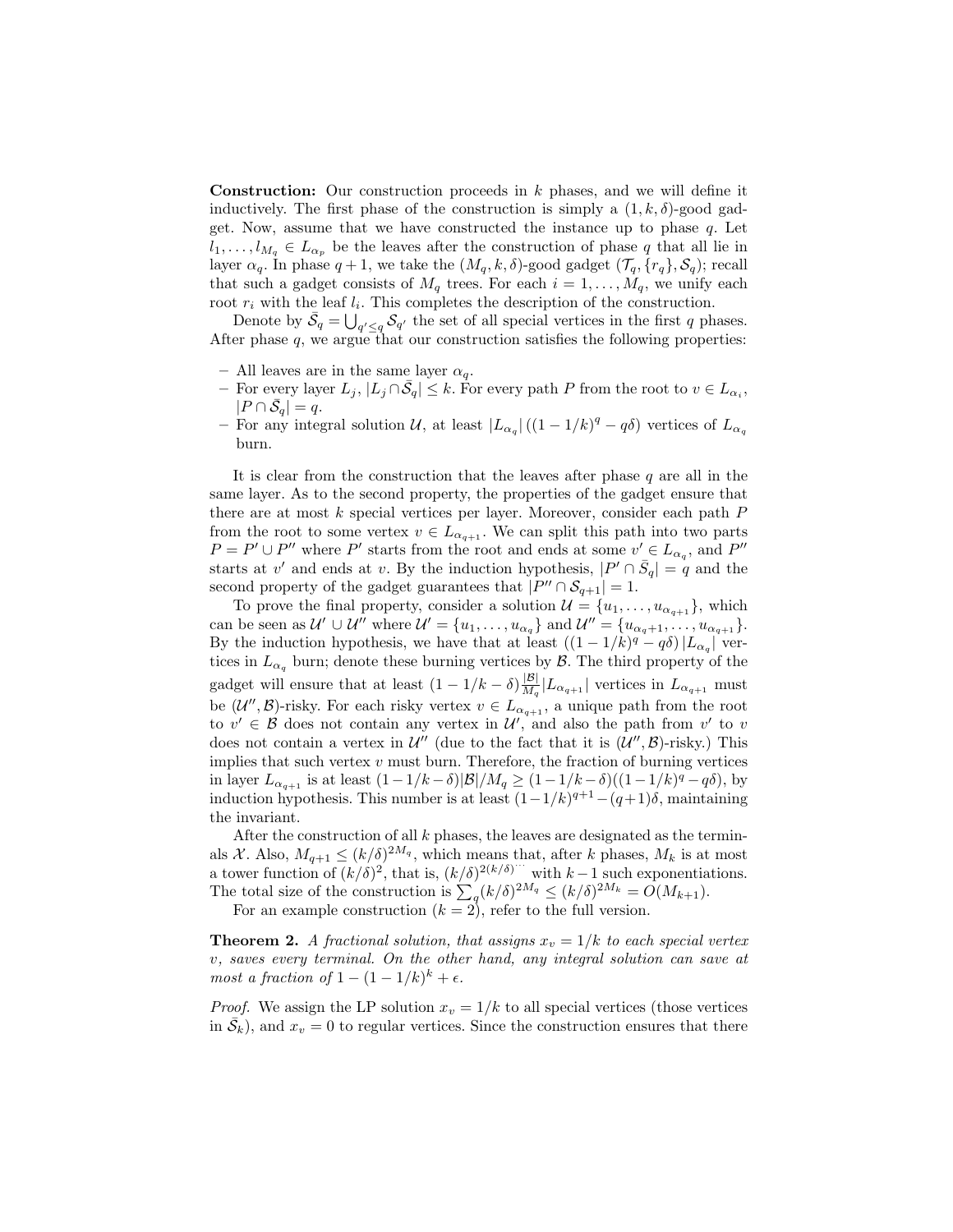**Construction:** Our construction proceeds in $k$ phases, and we will define it inductively. The first phase of the construction is simply a $(1, k, \delta)$-good gadget. Now, assume that we have constructed the instance up to phase $q$. Let $l_1, \ldots, l_{M_q} \in L_{\alpha_p}$ be the leaves after the construction of phase $q$ that all lie in layer $\alpha_q$. In phase $q+1$, we take the $(M_q, k, \delta)$-good gadget $(\mathcal{T}_q, \{r_q\}, \mathcal{S}_q)$; recall that such a gadget consists of $M_q$ trees. For each $i = 1, \ldots, M_q$, we unify each root $r_i$ with the leaf $l_i$. This completes the description of the construction.

Denote by $\bar{\mathcal{S}}_q = \bigcup_{q' \leq q} \mathcal{S}_{q'}$ the set of all special vertices in the first $q$ phases. After phase $q$, we argue that our construction satisfies the following properties:

- All leaves are in the same layer $\alpha_q$.
- For every layer $L_j$, $|L_j \cap \bar{\mathcal{S}}_q| \leq k$. For every path $P$ from the root to $v \in L_{\alpha_i}$, $|P \cap \bar{\mathcal{S}}_q| = q$.
- For any integral solution $\mathcal{U}$, at least $|L_{\alpha_q}| \left((1 - 1/k)^q - q\delta\right)$ vertices of $L_{\alpha_q}$ burn.

It is clear from the construction that the leaves after phase $q$ are all in the same layer. As to the second property, the properties of the gadget ensure that there are at most $k$ special vertices per layer. Moreover, consider each path $P$ from the root to some vertex $v \in L_{\alpha_{q+1}}$. We can split this path into two parts $P = P' \cup P''$ where $P'$ starts from the root and ends at some $v' \in L_{\alpha_q}$, and $P''$ starts at $v'$ and ends at $v$. By the induction hypothesis, $|P' \cap \bar{\mathcal{S}}_q| = q$ and the second property of the gadget guarantees that $|P'' \cap \mathcal{S}_{q+1}| = 1$.

To prove the final property, consider a solution $\mathcal{U} = \{u_1, \ldots, u_{\alpha_{q+1}}\}$, which can be seen as $\mathcal{U}' \cup \mathcal{U}''$ where $\mathcal{U}' = \{u_1, \ldots, u_{\alpha_q}\}$ and $\mathcal{U}'' = \{u_{\alpha_q+1}, \ldots, u_{\alpha_{q+1}}\}$. By the induction hypothesis, we have that at least $((1 - 1/k)^q - q\delta) |L_{\alpha_q}|$ vertices in $L_{\alpha_q}$ burn; denote these burning vertices by $\mathcal{B}$. The third property of the gadget will ensure that at least $(1 - 1/k - \delta)\frac{|\mathcal{B}|}{M_q}|L_{\alpha_{q+1}}|$ vertices in $L_{\alpha_{q+1}}$ must be $(\mathcal{U}'', \mathcal{B})$-risky. For each risky vertex $v \in L_{\alpha_{q+1}}$, a unique path from the root to $v' \in \mathcal{B}$ does not contain any vertex in $\mathcal{U}'$, and also the path from $v'$ to $v$ does not contain a vertex in $\mathcal{U}''$ (due to the fact that it is $(\mathcal{U}'', \mathcal{B})$-risky.) This implies that such vertex $v$ must burn. Therefore, the fraction of burning vertices in layer $L_{\alpha_{q+1}}$ is at least $(1 - 1/k - \delta)|\mathcal{B}|/M_q \geq (1 - 1/k - \delta)((1 - 1/k)^q - q\delta)$, by induction hypothesis. This number is at least $(1 - 1/k)^{q+1} - (q+1)\delta$, maintaining the invariant.

After the construction of all $k$ phases, the leaves are designated as the terminals $\mathcal{X}$. Also, $M_{q+1} \leq (k/\delta)^{2M_q}$, which means that, after $k$ phases, $M_k$ is at most a tower function of $(k/\delta)^2$, that is, $(k/\delta)^{2(k/\delta)^{\cdots}}$ with $k-1$ such exponentiations. The total size of the construction is $\sum_q (k/\delta)^{2M_q} \leq (k/\delta)^{2M_k} = O(M_{k+1})$.

For an example construction ($k = 2$), refer to the full version.

**Theorem 2.** *A fractional solution, that assigns $x_v = 1/k$ to each special vertex $v$, saves every terminal. On the other hand, any integral solution can save at most a fraction of $1 - (1 - 1/k)^k + \epsilon$.*

*Proof.* We assign the LP solution $x_v = 1/k$ to all special vertices (those vertices in $\bar{\mathcal{S}}_k$), and $x_v = 0$ to regular vertices. Since the construction ensures that there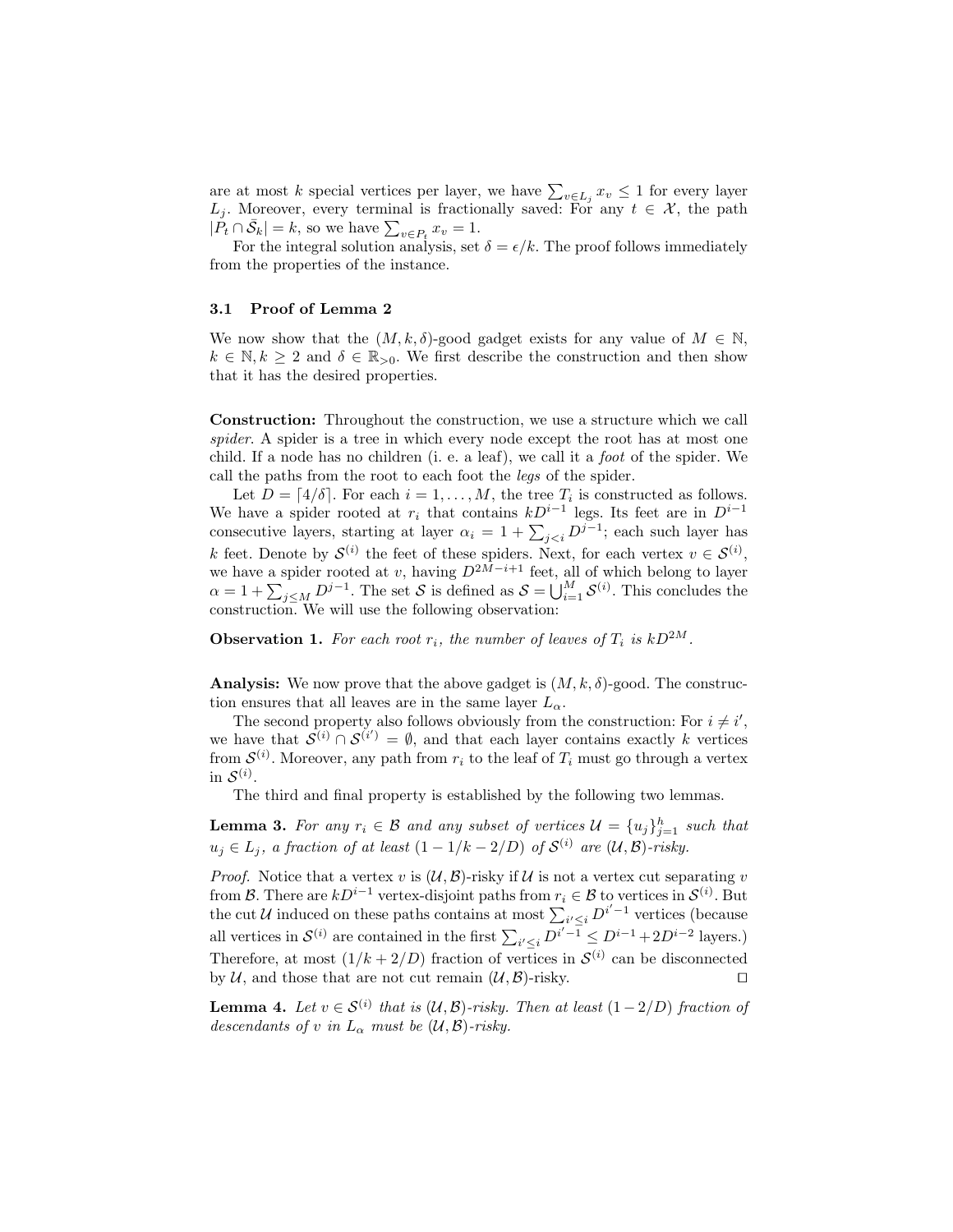are at most $k$ special vertices per layer, we have $\sum_{v \in L_j} x_v \leq 1$ for every layer $L_j$. Moreover, every terminal is fractionally saved: For any $t \in \mathcal{X}$, the path $|P_t \cap \bar{\mathcal{S}}_k| = k$, so we have $\sum_{v \in P_t} x_v = 1$.

For the integral solution analysis, set $\delta = \epsilon/k$. The proof follows immediately from the properties of the instance.

### 3.1 Proof of Lemma 2

We now show that the $(M, k, \delta)$-good gadget exists for any value of $M \in \mathbb{N}$, $k \in \mathbb{N}, k \geq 2$ and $\delta \in \mathbb{R}_{>0}$. We first describe the construction and then show that it has the desired properties.

**Construction:** Throughout the construction, we use a structure which we call *spider*. A spider is a tree in which every node except the root has at most one child. If a node has no children (i. e. a leaf), we call it a *foot* of the spider. We call the paths from the root to each foot the *legs* of the spider.

Let $D = \lceil 4/\delta \rceil$. For each $i = 1, \ldots, M$, the tree $T_i$ is constructed as follows. We have a spider rooted at $r_i$ that contains $kD^{i-1}$ legs. Its feet are in $D^{i-1}$ consecutive layers, starting at layer $\alpha_i = 1 + \sum_{j<i} D^{j-1}$; each such layer has $k$ feet. Denote by $\mathcal{S}^{(i)}$ the feet of these spiders. Next, for each vertex $v \in \mathcal{S}^{(i)}$, we have a spider rooted at $v$, having $D^{2M-i+1}$ feet, all of which belong to layer $\alpha = 1 + \sum_{j \leq M} D^{j-1}$. The set $\mathcal{S}$ is defined as $\mathcal{S} = \bigcup_{i=1}^{M} \mathcal{S}^{(i)}$. This concludes the construction. We will use the following observation:

**Observation 1.** *For each root $r_i$, the number of leaves of $T_i$ is $kD^{2M}$.*

**Analysis:** We now prove that the above gadget is $(M, k, \delta)$-good. The construction ensures that all leaves are in the same layer $L_\alpha$.

The second property also follows obviously from the construction: For $i \neq i'$, we have that $\mathcal{S}^{(i)} \cap \mathcal{S}^{(i')} = \emptyset$, and that each layer contains exactly $k$ vertices from $\mathcal{S}^{(i)}$. Moreover, any path from $r_i$ to the leaf of $T_i$ must go through a vertex in $\mathcal{S}^{(i)}$.

The third and final property is established by the following two lemmas.

**Lemma 3.** *For any $r_i \in \mathcal{B}$ and any subset of vertices $\mathcal{U} = \{u_j\}_{j=1}^{h}$ such that $u_j \in L_j$, a fraction of at least $(1 - 1/k - 2/D)$ of $\mathcal{S}^{(i)}$ are $(\mathcal{U}, \mathcal{B})$-risky.*

*Proof.* Notice that a vertex $v$ is $(\mathcal{U}, \mathcal{B})$-risky if $\mathcal{U}$ is not a vertex cut separating $v$ from $\mathcal{B}$. There are $kD^{i-1}$ vertex-disjoint paths from $r_i \in \mathcal{B}$ to vertices in $\mathcal{S}^{(i)}$. But the cut $\mathcal{U}$ induced on these paths contains at most $\sum_{i' \leq i} D^{i'-1}$ vertices (because all vertices in $\mathcal{S}^{(i)}$ are contained in the first $\sum_{i' \leq i} D^{i'-1} \leq D^{i-1} + 2D^{i-2}$ layers.) Therefore, at most $(1/k + 2/D)$ fraction of vertices in $\mathcal{S}^{(i)}$ can be disconnected by $\mathcal{U}$, and those that are not cut remain $(\mathcal{U}, \mathcal{B})$-risky. $\square$

**Lemma 4.** *Let $v \in \mathcal{S}^{(i)}$ that is $(\mathcal{U}, \mathcal{B})$-risky. Then at least $(1 - 2/D)$ fraction of descendants of $v$ in $L_\alpha$ must be $(\mathcal{U}, \mathcal{B})$-risky.*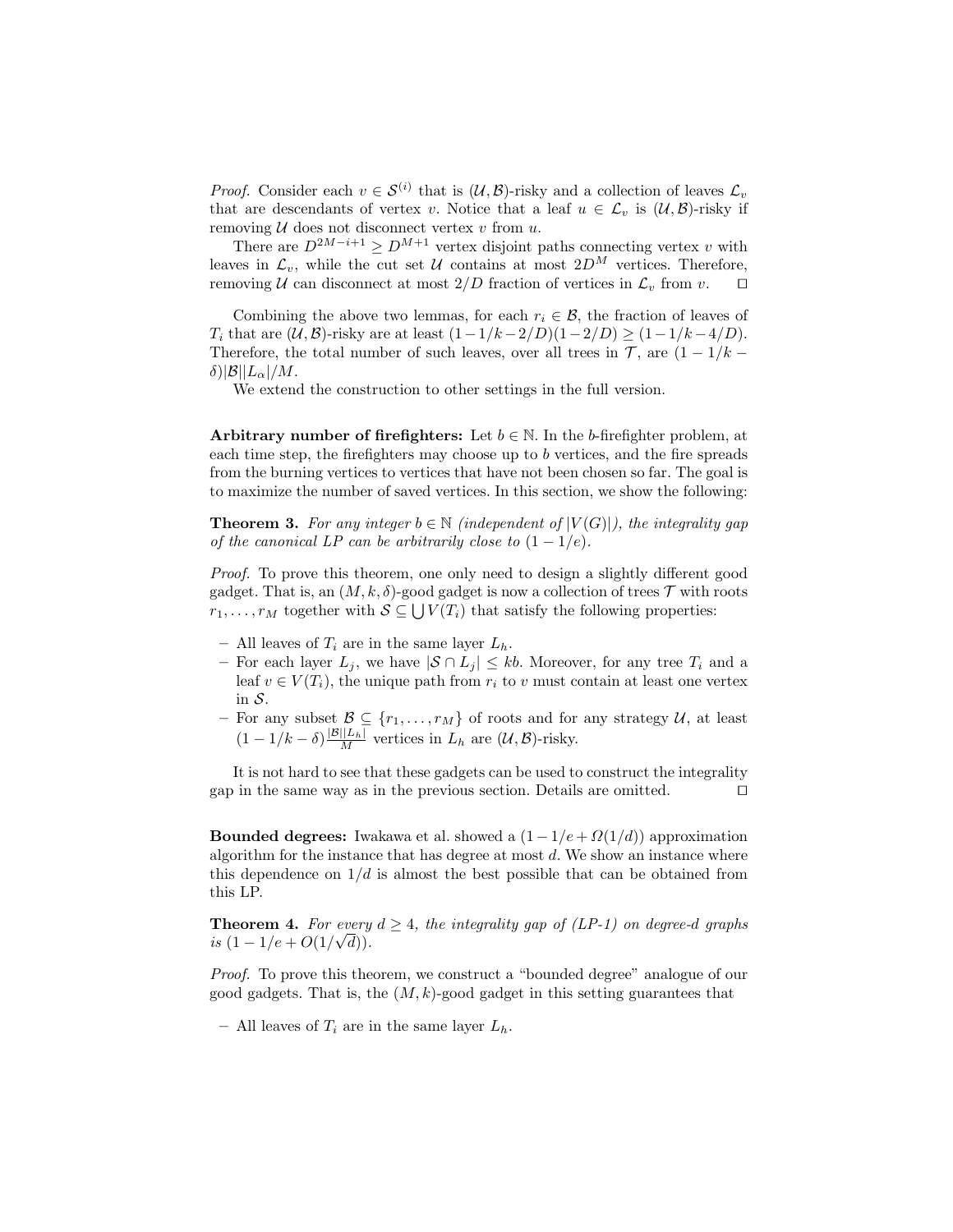*Proof.* Consider each $v \in \mathcal{S}^{(i)}$ that is $(\mathcal{U}, \mathcal{B})$-risky and a collection of leaves $\mathcal{L}_v$ that are descendants of vertex $v$. Notice that a leaf $u \in \mathcal{L}_v$ is $(\mathcal{U}, \mathcal{B})$-risky if removing $\mathcal{U}$ does not disconnect vertex $v$ from $u$.

There are $D^{2M-i+1} \geq D^{M+1}$ vertex disjoint paths connecting vertex $v$ with leaves in $\mathcal{L}_v$, while the cut set $\mathcal{U}$ contains at most $2D^M$ vertices. Therefore, removing $\mathcal{U}$ can disconnect at most $2/D$ fraction of vertices in $\mathcal{L}_v$ from $v$. ◻

Combining the above two lemmas, for each $r_i \in \mathcal{B}$, the fraction of leaves of $T_i$ that are $(\mathcal{U}, \mathcal{B})$-risky are at least $(1-1/k-2/D)(1-2/D) \geq (1-1/k-4/D)$. Therefore, the total number of such leaves, over all trees in $\mathcal{T}$, are $(1-1/k-\delta)|\mathcal{B}||L_\alpha|/M$.

We extend the construction to other settings in the full version.

**Arbitrary number of firefighters:** Let $b \in \mathbb{N}$. In the $b$-firefighter problem, at each time step, the firefighters may choose up to $b$ vertices, and the fire spreads from the burning vertices to vertices that have not been chosen so far. The goal is to maximize the number of saved vertices. In this section, we show the following:

**Theorem 3.** *For any integer $b \in \mathbb{N}$ (independent of $|V(G)|$), the integrality gap of the canonical LP can be arbitrarily close to $(1-1/e)$.*

*Proof.* To prove this theorem, one only need to design a slightly different good gadget. That is, an $(M, k, \delta)$-good gadget is now a collection of trees $\mathcal{T}$ with roots $r_1, \ldots, r_M$ together with $\mathcal{S} \subseteq \bigcup V(T_i)$ that satisfy the following properties:

- All leaves of $T_i$ are in the same layer $L_h$.
- For each layer $L_j$, we have $|\mathcal{S} \cap L_j| \leq kb$. Moreover, for any tree $T_i$ and a leaf $v \in V(T_i)$, the unique path from $r_i$ to $v$ must contain at least one vertex in $\mathcal{S}$.
- For any subset $\mathcal{B} \subseteq \{r_1, \ldots, r_M\}$ of roots and for any strategy $\mathcal{U}$, at least $(1-1/k-\delta)\frac{|\mathcal{B}||L_h|}{M}$ vertices in $L_h$ are $(\mathcal{U}, \mathcal{B})$-risky.

It is not hard to see that these gadgets can be used to construct the integrality gap in the same way as in the previous section. Details are omitted. ◻

**Bounded degrees:** Iwakawa et al. showed a $(1-1/e+\Omega(1/d))$ approximation algorithm for the instance that has degree at most $d$. We show an instance where this dependence on $1/d$ is almost the best possible that can be obtained from this LP.

**Theorem 4.** *For every $d \geq 4$, the integrality gap of (LP-1) on degree-$d$ graphs is $(1-1/e+O(1/\sqrt{d}))$.*

*Proof.* To prove this theorem, we construct a "bounded degree" analogue of our good gadgets. That is, the $(M, k)$-good gadget in this setting guarantees that

- All leaves of $T_i$ are in the same layer $L_h$.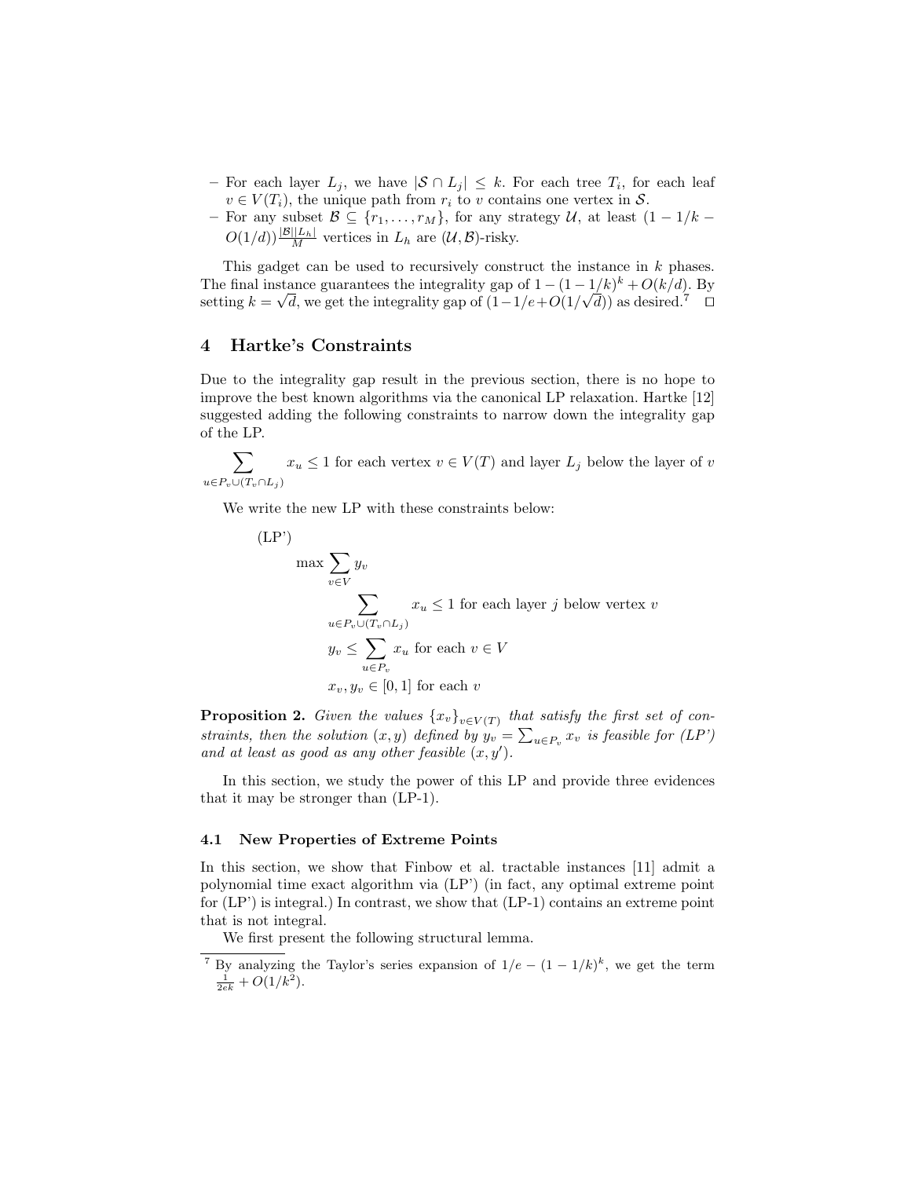– For each layer $L_j$, we have $|\mathcal{S} \cap L_j| \leq k$. For each tree $T_i$, for each leaf $v \in V(T_i)$, the unique path from $r_i$ to $v$ contains one vertex in $\mathcal{S}$.
– For any subset $\mathcal{B} \subseteq \{r_1, \ldots, r_M\}$, for any strategy $\mathcal{U}$, at least $(1 - 1/k - O(1/d))\frac{|\mathcal{B}||L_h|}{M}$ vertices in $L_h$ are $(\mathcal{U}, \mathcal{B})$-risky.

This gadget can be used to recursively construct the instance in $k$ phases. The final instance guarantees the integrality gap of $1 - (1 - 1/k)^k + O(k/d)$. By setting $k = \sqrt{d}$, we get the integrality gap of $(1 - 1/e + O(1/\sqrt{d}))$ as desired.[7] □

## 4 Hartke's Constraints

Due to the integrality gap result in the previous section, there is no hope to improve the best known algorithms via the canonical LP relaxation. Hartke [12] suggested adding the following constraints to narrow down the integrality gap of the LP.

$$\sum_{u \in P_v \cup (T_v \cap L_j)} x_u \leq 1 \text{ for each vertex } v \in V(T) \text{ and layer } L_j \text{ below the layer of } v$$

We write the new LP with these constraints below:

(LP')

$$\max \sum_{v \in V} y_v$$

$$\sum_{u \in P_v \cup (T_v \cap L_j)} x_u \leq 1 \text{ for each layer } j \text{ below vertex } v$$

$$y_v \leq \sum_{u \in P_v} x_u \text{ for each } v \in V$$

$$x_v, y_v \in [0, 1] \text{ for each } v$$

**Proposition 2.** *Given the values $\{x_v\}_{v \in V(T)}$ that satisfy the first set of constraints, then the solution $(x, y)$ defined by $y_v = \sum_{u \in P_v} x_v$ is feasible for (LP') and at least as good as any other feasible $(x, y')$.*

In this section, we study the power of this LP and provide three evidences that it may be stronger than (LP-1).

### 4.1 New Properties of Extreme Points

In this section, we show that Finbow et al. tractable instances [11] admit a polynomial time exact algorithm via (LP') (in fact, any optimal extreme point for (LP') is integral.) In contrast, we show that (LP-1) contains an extreme point that is not integral.

We first present the following structural lemma.

[7] By analyzing the Taylor's series expansion of $1/e - (1 - 1/k)^k$, we get the term $\frac{1}{2ek} + O(1/k^2)$.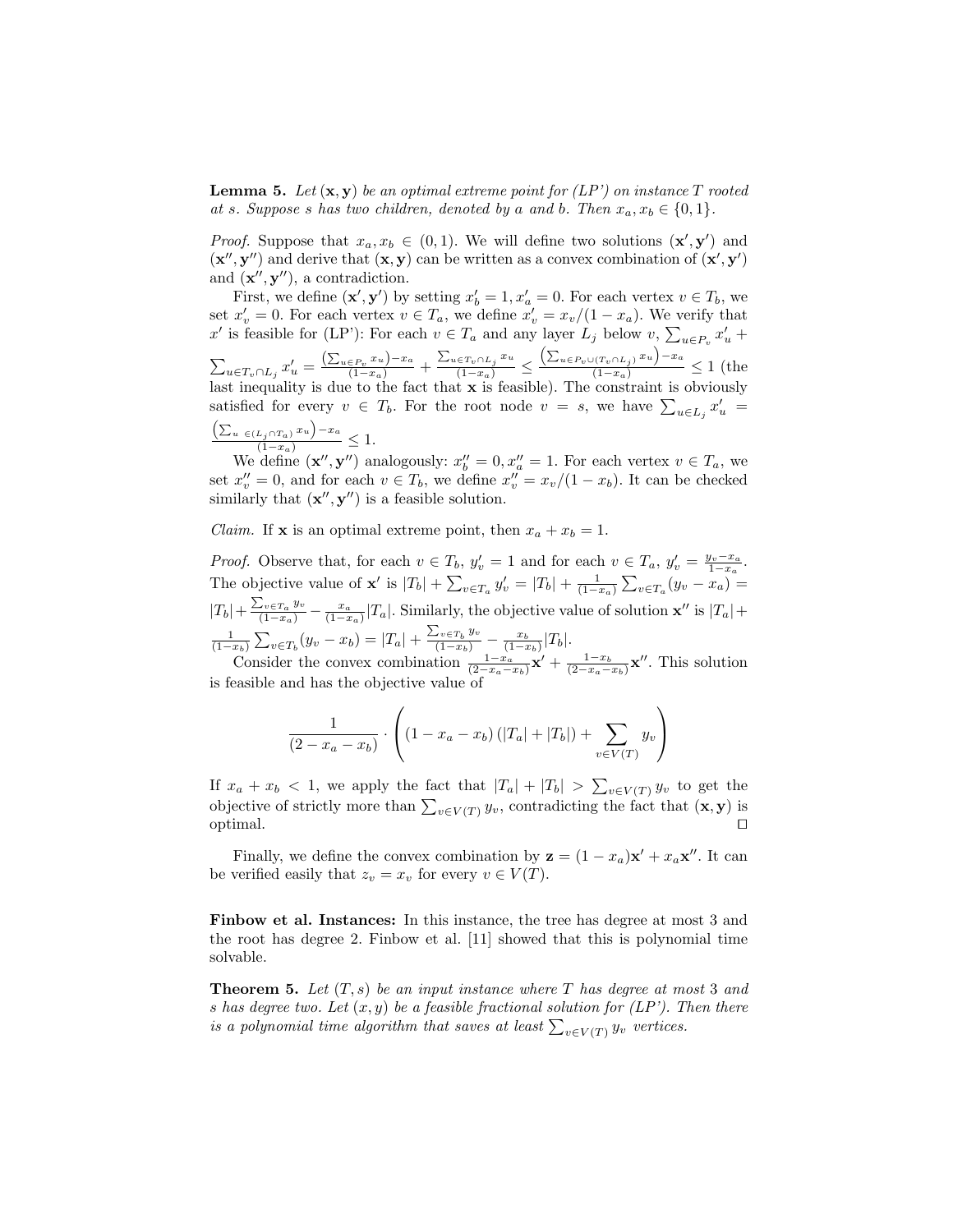**Lemma 5.** *Let* $(\mathbf{x}, \mathbf{y})$ *be an optimal extreme point for (LP') on instance* $T$ *rooted at* $s$*. Suppose* $s$ *has two children, denoted by* $a$ *and* $b$*. Then* $x_a, x_b \in \{0, 1\}$*.*

*Proof.* Suppose that $x_a, x_b \in (0, 1)$. We will define two solutions $(\mathbf{x}', \mathbf{y}')$ and $(\mathbf{x}'', \mathbf{y}'')$ and derive that $(\mathbf{x}, \mathbf{y})$ can be written as a convex combination of $(\mathbf{x}', \mathbf{y}')$ and $(\mathbf{x}'', \mathbf{y}'')$, a contradiction.

First, we define $(\mathbf{x}', \mathbf{y}')$ by setting $x'_b = 1, x'_a = 0$. For each vertex $v \in T_b$, we set $x'_v = 0$. For each vertex $v \in T_a$, we define $x'_v = x_v/(1 - x_a)$. We verify that $x'$ is feasible for (LP'): For each $v \in T_a$ and any layer $L_j$ below $v$, $\sum_{u \in P_v} x'_u + \sum_{u \in T_v \cap L_j} x'_u = \frac{\left(\sum_{u \in P_v} x_u\right) - x_a}{(1-x_a)} + \frac{\sum_{u \in T_v \cap L_j} x_u}{(1-x_a)} \leq \frac{\left(\sum_{u \in P_v \cup (T_v \cap L_j)} x_u\right) - x_a}{(1-x_a)} \leq 1$ (the last inequality is due to the fact that $\mathbf{x}$ is feasible). The constraint is obviously satisfied for every $v \in T_b$. For the root node $v = s$, we have $\sum_{u \in L_j} x'_u = \frac{\left(\sum_{u \in (L_j \cap T_a)} x_u\right) - x_a}{(1-x_a)} \leq 1$.

We define $(\mathbf{x}'', \mathbf{y}'')$ analogously: $x''_b = 0, x''_a = 1$. For each vertex $v \in T_a$, we set $x''_v = 0$, and for each $v \in T_b$, we define $x''_v = x_v/(1 - x_b)$. It can be checked similarly that $(\mathbf{x}'', \mathbf{y}'')$ is a feasible solution.

*Claim.* If $\mathbf{x}$ is an optimal extreme point, then $x_a + x_b = 1$.

*Proof.* Observe that, for each $v \in T_b$, $y'_v = 1$ and for each $v \in T_a$, $y'_v = \frac{y_v - x_a}{1 - x_a}$. The objective value of $\mathbf{x}'$ is $|T_b| + \sum_{v \in T_a} y'_v = |T_b| + \frac{1}{(1-x_a)} \sum_{v \in T_a} (y_v - x_a) = |T_b| + \frac{\sum_{v \in T_a} y_v}{(1-x_a)} - \frac{x_a}{(1-x_a)} |T_a|$. Similarly, the objective value of solution $\mathbf{x}''$ is $|T_a| + \frac{1}{(1-x_b)} \sum_{v \in T_b} (y_v - x_b) = |T_a| + \frac{\sum_{v \in T_b} y_v}{(1-x_b)} - \frac{x_b}{(1-x_b)} |T_b|$.

Consider the convex combination $\frac{1-x_a}{(2-x_a-x_b)} \mathbf{x}' + \frac{1-x_b}{(2-x_a-x_b)} \mathbf{x}''$. This solution is feasible and has the objective value of

$$\frac{1}{(2 - x_a - x_b)} \cdot \left( (1 - x_a - x_b) \left( |T_a| + |T_b| \right) + \sum_{v \in V(T)} y_v \right)$$

If $x_a + x_b < 1$, we apply the fact that $|T_a| + |T_b| > \sum_{v \in V(T)} y_v$ to get the objective of strictly more than $\sum_{v \in V(T)} y_v$, contradicting the fact that $(\mathbf{x}, \mathbf{y})$ is optimal. □

Finally, we define the convex combination by $\mathbf{z} = (1 - x_a)\mathbf{x}' + x_a \mathbf{x}''$. It can be verified easily that $z_v = x_v$ for every $v \in V(T)$.

**Finbow et al. Instances:** In this instance, the tree has degree at most 3 and the root has degree 2. Finbow et al. [11] showed that this is polynomial time solvable.

**Theorem 5.** *Let* $(T, s)$ *be an input instance where* $T$ *has degree at most* 3 *and* $s$ *has degree two. Let* $(x, y)$ *be a feasible fractional solution for (LP'). Then there is a polynomial time algorithm that saves at least* $\sum_{v \in V(T)} y_v$ *vertices.*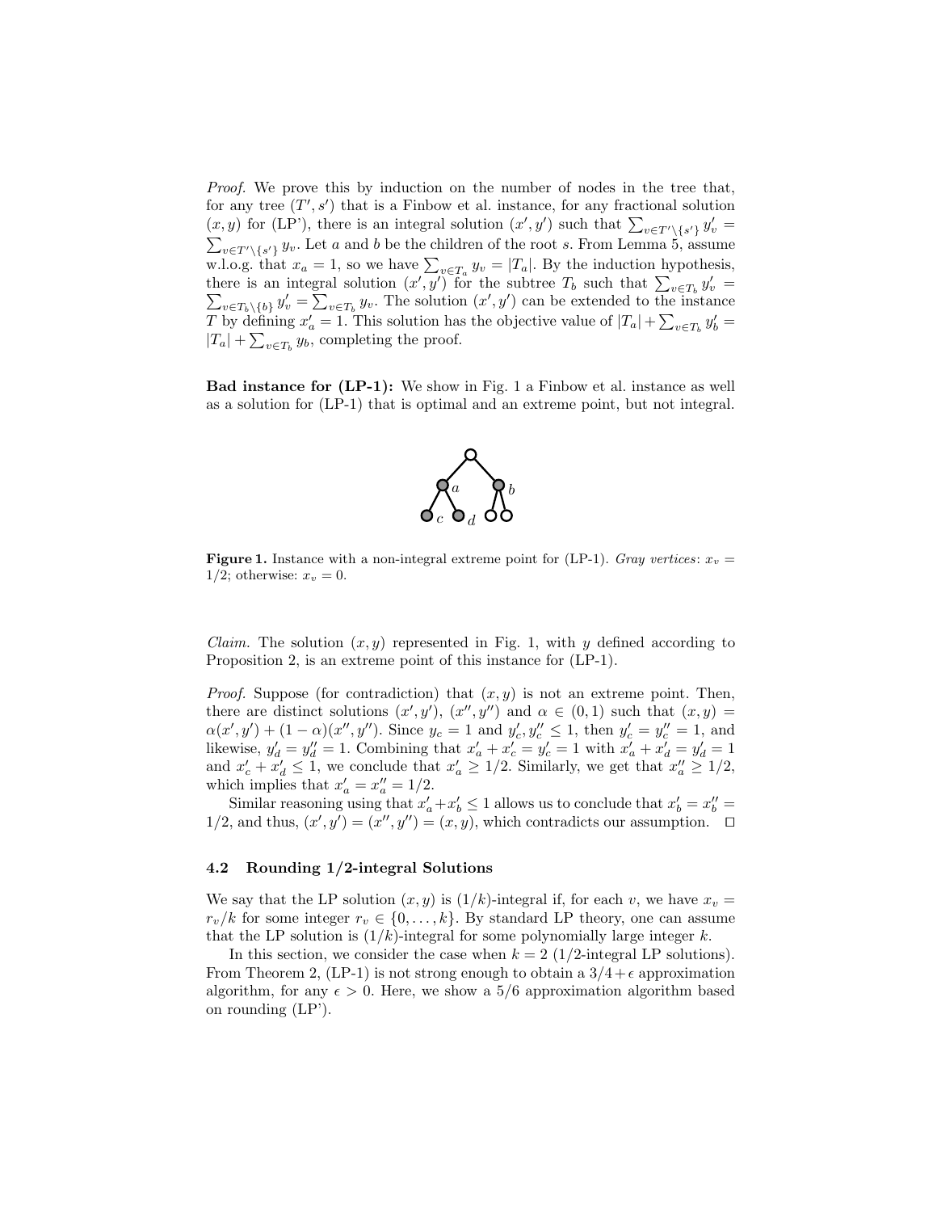*Proof.* We prove this by induction on the number of nodes in the tree that, for any tree $(T', s')$ that is a Finbow et al. instance, for any fractional solution $(x, y)$ for (LP'), there is an integral solution $(x', y')$ such that $\sum_{v \in T' \setminus \{s'\}} y'_v = \sum_{v \in T' \setminus \{s'\}} y_v$. Let $a$ and $b$ be the children of the root $s$. From Lemma 5, assume w.l.o.g. that $x_a = 1$, so we have $\sum_{v \in T_a} y_v = |T_a|$. By the induction hypothesis, there is an integral solution $(x', y')$ for the subtree $T_b$ such that $\sum_{v \in T_b} y'_v = \sum_{v \in T_b \setminus \{b\}} y'_v = \sum_{v \in T_b} y_v$. The solution $(x', y')$ can be extended to the instance $T$ by defining $x'_a = 1$. This solution has the objective value of $|T_a| + \sum_{v \in T_b} y'_b = |T_a| + \sum_{v \in T_b} y_b$, completing the proof. $\square$

**Bad instance for (LP-1):** We show in Fig. 1 a Finbow et al. instance as well as a solution for (LP-1) that is optimal and an extreme point, but not integral.

**Figure 1.** Instance with a non-integral extreme point for (LP-1). *Gray vertices*: $x_v = 1/2$; otherwise: $x_v = 0$.

*Claim.* The solution $(x, y)$ represented in Fig. 1, with $y$ defined according to Proposition 2, is an extreme point of this instance for (LP-1).

*Proof.* Suppose (for contradiction) that $(x, y)$ is not an extreme point. Then, there are distinct solutions $(x', y')$, $(x'', y'')$ and $\alpha \in (0, 1)$ such that $(x, y) = \alpha(x', y') + (1 - \alpha)(x'', y'')$. Since $y_c = 1$ and $y'_c, y''_c \leq 1$, then $y'_c = y''_c = 1$, and likewise, $y'_d = y''_d = 1$. Combining that $x'_a + x'_c = y'_c = 1$ with $x'_a + x'_d = y'_d = 1$ and $x'_c + x'_d \leq 1$, we conclude that $x'_a \geq 1/2$. Similarly, we get that $x''_a \geq 1/2$, which implies that $x'_a = x''_a = 1/2$.

Similar reasoning using that $x'_a + x'_b \leq 1$ allows us to conclude that $x'_b = x''_b = 1/2$, and thus, $(x', y') = (x'', y'') = (x, y)$, which contradicts our assumption. $\square$

### 4.2 Rounding 1/2-integral Solutions

We say that the LP solution $(x, y)$ is $(1/k)$-integral if, for each $v$, we have $x_v = r_v/k$ for some integer $r_v \in \{0, \ldots, k\}$. By standard LP theory, one can assume that the LP solution is $(1/k)$-integral for some polynomially large integer $k$.

In this section, we consider the case when $k = 2$ (1/2-integral LP solutions). From Theorem 2, (LP-1) is not strong enough to obtain a $3/4 + \epsilon$ approximation algorithm, for any $\epsilon > 0$. Here, we show a 5/6 approximation algorithm based on rounding (LP').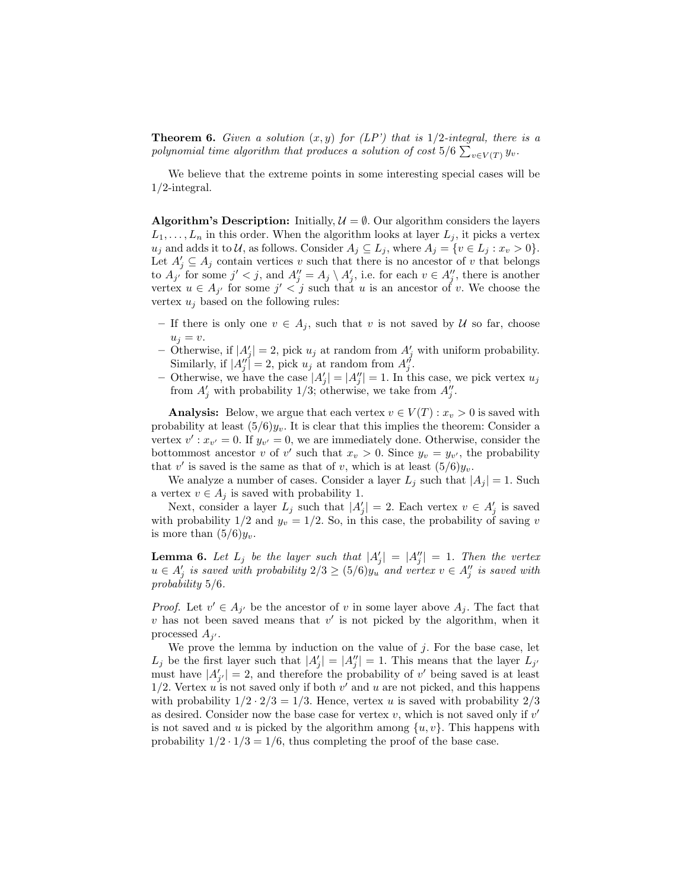**Theorem 6.** *Given a solution $(x, y)$ for (LP') that is 1/2-integral, there is a polynomial time algorithm that produces a solution of cost $5/6 \sum_{v \in V(T)} y_v$.*

We believe that the extreme points in some interesting special cases will be 1/2-integral.

**Algorithm's Description:** Initially, $\mathcal{U} = \emptyset$. Our algorithm considers the layers $L_1, \ldots, L_n$ in this order. When the algorithm looks at layer $L_j$, it picks a vertex $u_j$ and adds it to $\mathcal{U}$, as follows. Consider $A_j \subseteq L_j$, where $A_j = \{v \in L_j : x_v > 0\}$. Let $A'_j \subseteq A_j$ contain vertices $v$ such that there is no ancestor of $v$ that belongs to $A_{j'}$ for some $j' < j$, and $A''_j = A_j \setminus A'_j$, i.e. for each $v \in A''_j$, there is another vertex $u \in A_{j'}$ for some $j' < j$ such that $u$ is an ancestor of $v$. We choose the vertex $u_j$ based on the following rules:

- If there is only one $v \in A_j$, such that $v$ is not saved by $\mathcal{U}$ so far, choose $u_j = v$.
- Otherwise, if $|A'_j| = 2$, pick $u_j$ at random from $A'_j$ with uniform probability. Similarly, if $|A''_j| = 2$, pick $u_j$ at random from $A''_j$.
- Otherwise, we have the case $|A'_j| = |A''_j| = 1$. In this case, we pick vertex $u_j$ from $A'_j$ with probability 1/3; otherwise, we take from $A''_j$.

**Analysis:** Below, we argue that each vertex $v \in V(T) : x_v > 0$ is saved with probability at least $(5/6)y_v$. It is clear that this implies the theorem: Consider a vertex $v' : x_{v'} = 0$. If $y_{v'} = 0$, we are immediately done. Otherwise, consider the bottommost ancestor $v$ of $v'$ such that $x_v > 0$. Since $y_v = y_{v'}$, the probability that $v'$ is saved is the same as that of $v$, which is at least $(5/6)y_v$.

We analyze a number of cases. Consider a layer $L_j$ such that $|A_j| = 1$. Such a vertex $v \in A_j$ is saved with probability 1.

Next, consider a layer $L_j$ such that $|A'_j| = 2$. Each vertex $v \in A'_j$ is saved with probability 1/2 and $y_v = 1/2$. So, in this case, the probability of saving $v$ is more than $(5/6)y_v$.

**Lemma 6.** *Let $L_j$ be the layer such that $|A'_j| = |A''_j| = 1$. Then the vertex $u \in A'_j$ is saved with probability $2/3 \geq (5/6)y_u$ and vertex $v \in A''_j$ is saved with probability 5/6.*

*Proof.* Let $v' \in A_{j'}$ be the ancestor of $v$ in some layer above $A_j$. The fact that $v$ has not been saved means that $v'$ is not picked by the algorithm, when it processed $A_{j'}$.

We prove the lemma by induction on the value of $j$. For the base case, let $L_j$ be the first layer such that $|A'_j| = |A''_j| = 1$. This means that the layer $L_{j'}$ must have $|A'_{j'}| = 2$, and therefore the probability of $v'$ being saved is at least 1/2. Vertex $u$ is not saved only if both $v'$ and $u$ are not picked, and this happens with probability $1/2 \cdot 2/3 = 1/3$. Hence, vertex $u$ is saved with probability 2/3 as desired. Consider now the base case for vertex $v$, which is not saved only if $v'$ is not saved and $u$ is picked by the algorithm among $\{u, v\}$. This happens with probability $1/2 \cdot 1/3 = 1/6$, thus completing the proof of the base case.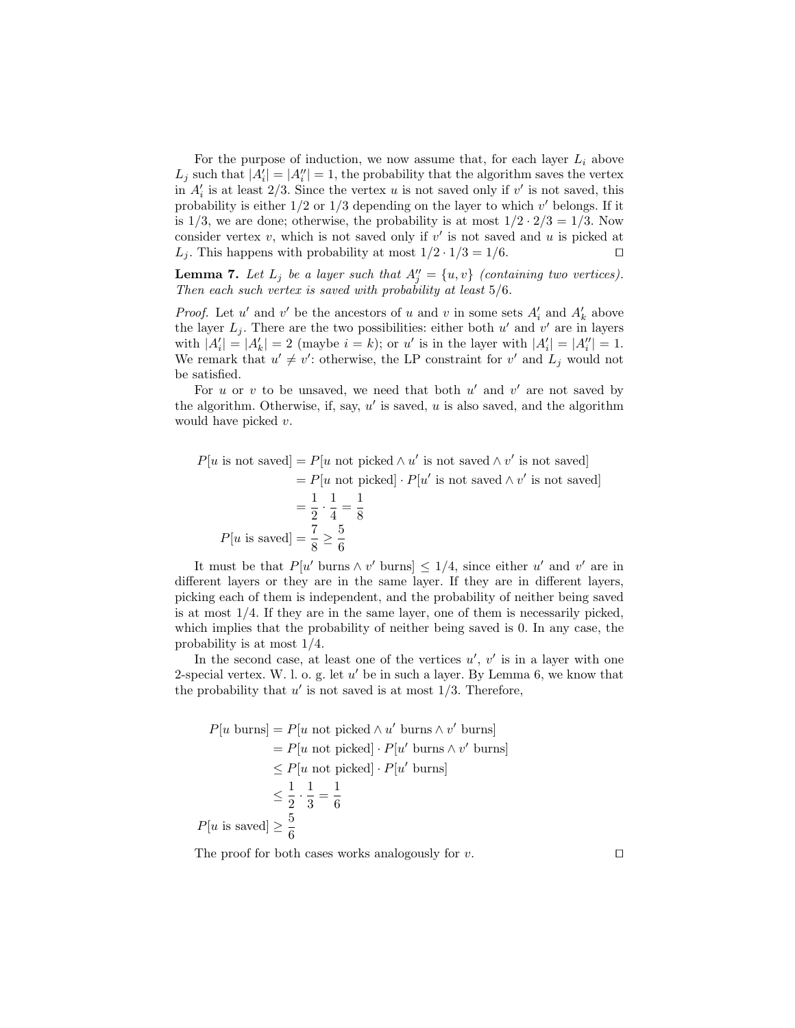For the purpose of induction, we now assume that, for each layer $L_i$ above $L_j$ such that $|A'_i| = |A''_i| = 1$, the probability that the algorithm saves the vertex in $A'_i$ is at least $2/3$. Since the vertex $u$ is not saved only if $v'$ is not saved, this probability is either $1/2$ or $1/3$ depending on the layer to which $v'$ belongs. If it is $1/3$, we are done; otherwise, the probability is at most $1/2 \cdot 2/3 = 1/3$. Now consider vertex $v$, which is not saved only if $v'$ is not saved and $u$ is picked at $L_j$. This happens with probability at most $1/2 \cdot 1/3 = 1/6$. □

**Lemma 7.** *Let $L_j$ be a layer such that $A''_j = \{u, v\}$ (containing two vertices). Then each such vertex is saved with probability at least $5/6$.*

*Proof.* Let $u'$ and $v'$ be the ancestors of $u$ and $v$ in some sets $A'_i$ and $A'_k$ above the layer $L_j$. There are the two possibilities: either both $u'$ and $v'$ are in layers with $|A'_i| = |A'_k| = 2$ (maybe $i = k$); or $u'$ is in the layer with $|A'_i| = |A''_i| = 1$. We remark that $u' \neq v'$: otherwise, the LP constraint for $v'$ and $L_j$ would not be satisfied.

For $u$ or $v$ to be unsaved, we need that both $u'$ and $v'$ are not saved by the algorithm. Otherwise, if, say, $u'$ is saved, $u$ is also saved, and the algorithm would have picked $v$.

$$
\begin{aligned}
P[u \text{ is not saved}] &= P[u \text{ not picked} \land u' \text{ is not saved} \land v' \text{ is not saved}] \\
&= P[u \text{ not picked}] \cdot P[u' \text{ is not saved} \land v' \text{ is not saved}] \\
&= \frac{1}{2} \cdot \frac{1}{4} = \frac{1}{8} \\
P[u \text{ is saved}] &= \frac{7}{8} \geq \frac{5}{6}
\end{aligned}
$$

It must be that $P[u' \text{ burns} \land v' \text{ burns}] \leq 1/4$, since either $u'$ and $v'$ are in different layers or they are in the same layer. If they are in different layers, picking each of them is independent, and the probability of neither being saved is at most $1/4$. If they are in the same layer, one of them is necessarily picked, which implies that the probability of neither being saved is 0. In any case, the probability is at most $1/4$.

In the second case, at least one of the vertices $u'$, $v'$ is in a layer with one 2-special vertex. W. l. o. g. let $u'$ be in such a layer. By Lemma 6, we know that the probability that $u'$ is not saved is at most $1/3$. Therefore,

$$
\begin{aligned}
P[u \text{ burns}] &= P[u \text{ not picked} \land u' \text{ burns} \land v' \text{ burns}] \\
&= P[u \text{ not picked}] \cdot P[u' \text{ burns} \land v' \text{ burns}] \\
&\leq P[u \text{ not picked}] \cdot P[u' \text{ burns}] \\
&\leq \frac{1}{2} \cdot \frac{1}{3} = \frac{1}{6} \\
P[u \text{ is saved}] &\geq \frac{5}{6}
\end{aligned}
$$

The proof for both cases works analogously for $v$. □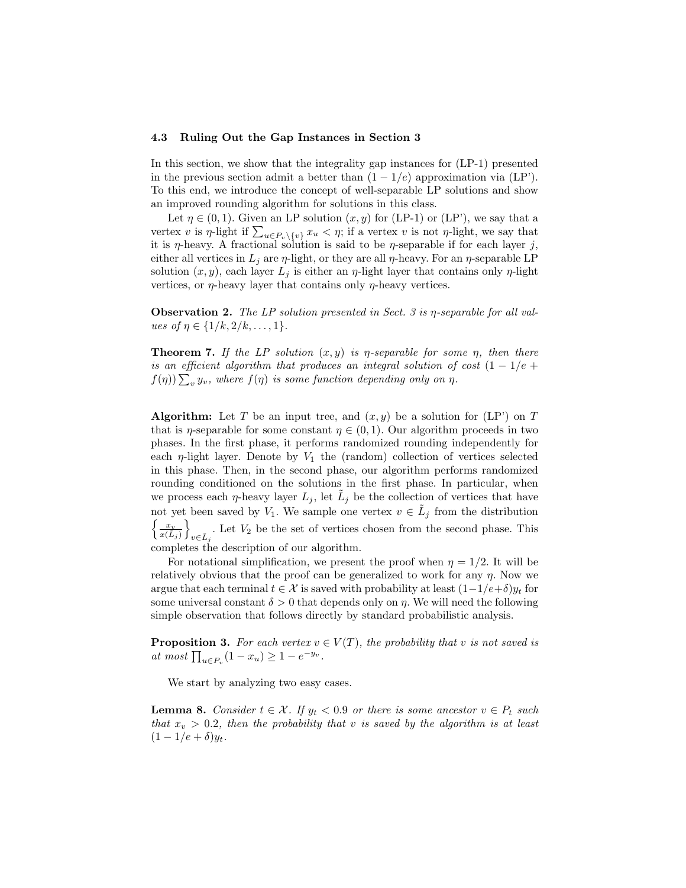### 4.3 Ruling Out the Gap Instances in Section 3

In this section, we show that the integrality gap instances for (LP-1) presented in the previous section admit a better than $(1 - 1/e)$ approximation via (LP'). To this end, we introduce the concept of well-separable LP solutions and show an improved rounding algorithm for solutions in this class.

Let $\eta \in (0, 1)$. Given an LP solution $(x, y)$ for (LP-1) or (LP'), we say that a vertex $v$ is $\eta$-light if $\sum_{u \in P_v \setminus \{v\}} x_u < \eta$; if a vertex $v$ is not $\eta$-light, we say that it is $\eta$-heavy. A fractional solution is said to be $\eta$-separable if for each layer $j$, either all vertices in $L_j$ are $\eta$-light, or they are all $\eta$-heavy. For an $\eta$-separable LP solution $(x, y)$, each layer $L_j$ is either an $\eta$-light layer that contains only $\eta$-light vertices, or $\eta$-heavy layer that contains only $\eta$-heavy vertices.

**Observation 2.** *The LP solution presented in Sect. 3 is $\eta$-separable for all values of $\eta \in \{1/k, 2/k, \ldots, 1\}$.*

**Theorem 7.** *If the LP solution $(x, y)$ is $\eta$-separable for some $\eta$, then there is an efficient algorithm that produces an integral solution of cost $(1 - 1/e + f(\eta)) \sum_v y_v$, where $f(\eta)$ is some function depending only on $\eta$.*

**Algorithm:** Let $T$ be an input tree, and $(x, y)$ be a solution for (LP') on $T$ that is $\eta$-separable for some constant $\eta \in (0, 1)$. Our algorithm proceeds in two phases. In the first phase, it performs randomized rounding independently for each $\eta$-light layer. Denote by $V_1$ the (random) collection of vertices selected in this phase. Then, in the second phase, our algorithm performs randomized rounding conditioned on the solutions in the first phase. In particular, when we process each $\eta$-heavy layer $L_j$, let $\tilde{L}_j$ be the collection of vertices that have not yet been saved by $V_1$. We sample one vertex $v \in \tilde{L}_j$ from the distribution $\left\{ \frac{x_v}{x(\tilde{L}_j)} \right\}_{v \in \tilde{L}_j}$. Let $V_2$ be the set of vertices chosen from the second phase. This completes the description of our algorithm.

For notational simplification, we present the proof when $\eta = 1/2$. It will be relatively obvious that the proof can be generalized to work for any $\eta$. Now we argue that each terminal $t \in \mathcal{X}$ is saved with probability at least $(1 - 1/e + \delta) y_t$ for some universal constant $\delta > 0$ that depends only on $\eta$. We will need the following simple observation that follows directly by standard probabilistic analysis.

**Proposition 3.** *For each vertex $v \in V(T)$, the probability that $v$ is not saved is at most $\prod_{u \in P_v} (1 - x_u) \geq 1 - e^{-y_v}$.*

We start by analyzing two easy cases.

**Lemma 8.** *Consider $t \in \mathcal{X}$. If $y_t < 0.9$ or there is some ancestor $v \in P_t$ such that $x_v > 0.2$, then the probability that $v$ is saved by the algorithm is at least $(1 - 1/e + \delta) y_t$.*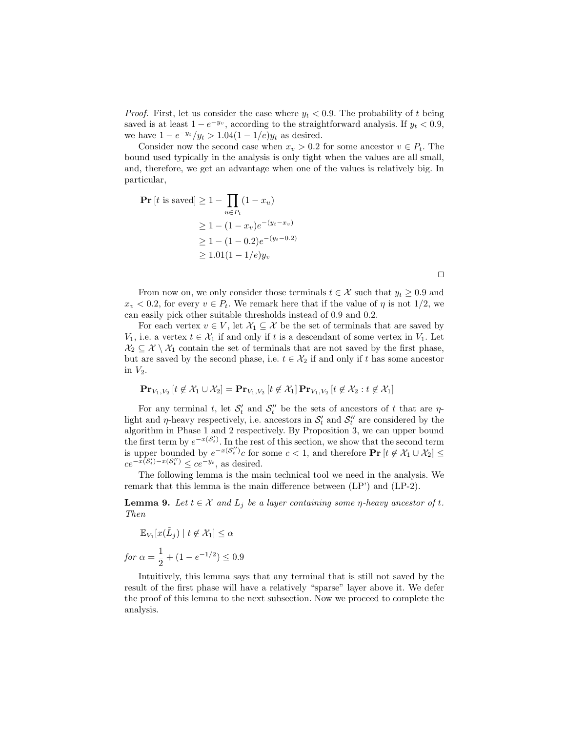*Proof.* First, let us consider the case where $y_t < 0.9$. The probability of $t$ being saved is at least $1 - e^{-y_v}$, according to the straightforward analysis. If $y_t < 0.9$, we have $1 - e^{-y_t}/y_t > 1.04(1-1/e)y_t$ as desired.

Consider now the second case when $x_v > 0.2$ for some ancestor $v \in P_t$. The bound used typically in the analysis is only tight when the values are all small, and, therefore, we get an advantage when one of the values is relatively big. In particular,

$$
\begin{aligned}
\mathbf{Pr}\left[t \text{ is saved}\right] &\geq 1 - \prod_{u \in P_t} (1 - x_u) \\
&\geq 1 - (1 - x_v)e^{-(y_t - x_v)} \\
&\geq 1 - (1 - 0.2)e^{-(y_t - 0.2)} \\
&\geq 1.01(1 - 1/e)y_v
\end{aligned}
$$

□

From now on, we only consider those terminals $t \in \mathcal{X}$ such that $y_t \geq 0.9$ and $x_v < 0.2$, for every $v \in P_t$. We remark here that if the value of $\eta$ is not $1/2$, we can easily pick other suitable thresholds instead of 0.9 and 0.2.

For each vertex $v \in V$, let $\mathcal{X}_1 \subseteq \mathcal{X}$ be the set of terminals that are saved by $V_1$, i.e. a vertex $t \in \mathcal{X}_1$ if and only if $t$ is a descendant of some vertex in $V_1$. Let $\mathcal{X}_2 \subseteq \mathcal{X} \setminus \mathcal{X}_1$ contain the set of terminals that are not saved by the first phase, but are saved by the second phase, i.e. $t \in \mathcal{X}_2$ if and only if $t$ has some ancestor in $V_2$.

$$
\mathbf{Pr}_{V_1,V_2}\left[t \notin \mathcal{X}_1 \cup \mathcal{X}_2\right] = \mathbf{Pr}_{V_1,V_2}\left[t \notin \mathcal{X}_1\right] \mathbf{Pr}_{V_1,V_2}\left[t \notin \mathcal{X}_2 : t \notin \mathcal{X}_1\right]
$$

For any terminal $t$, let $\mathcal{S}'_t$ and $\mathcal{S}''_t$ be the sets of ancestors of $t$ that are $\eta$-light and $\eta$-heavy respectively, i.e. ancestors in $\mathcal{S}'_t$ and $\mathcal{S}''_t$ are considered by the algorithm in Phase 1 and 2 respectively. By Proposition 3, we can upper bound the first term by $e^{-x(\mathcal{S}'_t)}$. In the rest of this section, we show that the second term is upper bounded by $e^{-x(\mathcal{S}''_t)}c$ for some $c < 1$, and therefore $\mathbf{Pr}\left[t \notin \mathcal{X}_1 \cup \mathcal{X}_2\right] \leq ce^{-x(\mathcal{S}'_t) - x(\mathcal{S}''_t)} \leq ce^{-y_t}$, as desired.

The following lemma is the main technical tool we need in the analysis. We remark that this lemma is the main difference between (LP') and (LP-2).

**Lemma 9.** *Let $t \in \mathcal{X}$ and $L_j$ be a layer containing some $\eta$-heavy ancestor of $t$. Then*

$$
\mathbb{E}_{V_1}[x(\tilde{L}_j) \mid t \notin \mathcal{X}_1] \leq \alpha
$$

*for* $\alpha = \dfrac{1}{2} + (1 - e^{-1/2}) \leq 0.9$

Intuitively, this lemma says that any terminal that is still not saved by the result of the first phase will have a relatively "sparse" layer above it. We defer the proof of this lemma to the next subsection. Now we proceed to complete the analysis.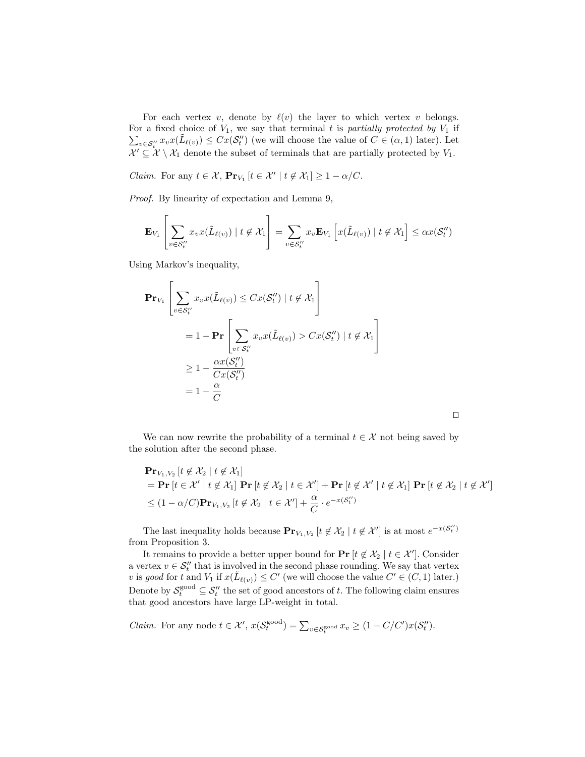For each vertex $v$, denote by $\ell(v)$ the layer to which vertex $v$ belongs. For a fixed choice of $V_1$, we say that terminal $t$ is *partially protected by* $V_1$ if $\sum_{v \in \mathcal{S}''_t} x_v x(\tilde{L}_{\ell(v)}) \leq C x(\mathcal{S}''_t)$ (we will choose the value of $C \in (\alpha, 1)$ later). Let $\mathcal{X}' \subseteq \mathcal{X} \setminus \mathcal{X}_1$ denote the subset of terminals that are partially protected by $V_1$.

*Claim.* For any $t \in \mathcal{X}$, $\mathbf{Pr}_{V_1}\left[t \in \mathcal{X}' \mid t \notin \mathcal{X}_1\right] \geq 1 - \alpha/C$.

*Proof.* By linearity of expectation and Lemma 9,

$$\mathbf{E}_{V_1}\left[\sum_{v \in \mathcal{S}''_t} x_v x(\tilde{L}_{\ell(v)}) \mid t \notin \mathcal{X}_1\right] = \sum_{v \in \mathcal{S}''_t} x_v \mathbf{E}_{V_1}\left[x(\tilde{L}_{\ell(v)}) \mid t \notin \mathcal{X}_1\right] \leq \alpha x(\mathcal{S}''_t)$$

Using Markov's inequality,

$$\begin{aligned}
\mathbf{Pr}_{V_1}&\left[\sum_{v \in \mathcal{S}''_t} x_v x(\tilde{L}_{\ell(v)}) \leq C x(\mathcal{S}''_t) \mid t \notin \mathcal{X}_1\right] \\
&= 1 - \mathbf{Pr}\left[\sum_{v \in \mathcal{S}''_t} x_v x(\tilde{L}_{\ell(v)}) > C x(\mathcal{S}''_t) \mid t \notin \mathcal{X}_1\right] \\
&\geq 1 - \frac{\alpha x(\mathcal{S}''_t)}{C x(\mathcal{S}''_t)} \\
&= 1 - \frac{\alpha}{C}
\end{aligned}$$

$\square$

We can now rewrite the probability of a terminal $t \in \mathcal{X}$ not being saved by the solution after the second phase.

$$\begin{aligned}
&\mathbf{Pr}_{V_1,V_2}\left[t \notin \mathcal{X}_2 \mid t \notin \mathcal{X}_1\right] \\
&= \mathbf{Pr}\left[t \in \mathcal{X}' \mid t \notin \mathcal{X}_1\right] \mathbf{Pr}\left[t \notin \mathcal{X}_2 \mid t \in \mathcal{X}'\right] + \mathbf{Pr}\left[t \notin \mathcal{X}' \mid t \notin \mathcal{X}_1\right] \mathbf{Pr}\left[t \notin \mathcal{X}_2 \mid t \notin \mathcal{X}'\right] \\
&\leq (1 - \alpha/C)\mathbf{Pr}_{V_1,V_2}\left[t \notin \mathcal{X}_2 \mid t \in \mathcal{X}'\right] + \frac{\alpha}{C} \cdot e^{-x(\mathcal{S}''_t)}
\end{aligned}$$

The last inequality holds because $\mathbf{Pr}_{V_1,V_2}\left[t \notin \mathcal{X}_2 \mid t \notin \mathcal{X}'\right]$ is at most $e^{-x(\mathcal{S}''_t)}$ from Proposition 3.

It remains to provide a better upper bound for $\mathbf{Pr}\left[t \notin \mathcal{X}_2 \mid t \in \mathcal{X}'\right]$. Consider a vertex $v \in \mathcal{S}''_t$ that is involved in the second phase rounding. We say that vertex $v$ is *good* for $t$ and $V_1$ if $x(\tilde{L}_{\ell(v)}) \leq C'$ (we will choose the value $C' \in (C, 1)$ later.) Denote by $\mathcal{S}^{\text{good}}_t \subseteq \mathcal{S}''_t$ the set of good ancestors of $t$. The following claim ensures that good ancestors have large LP-weight in total.

*Claim.* For any node $t \in \mathcal{X}'$, $x(\mathcal{S}^{\text{good}}_t) = \sum_{v \in \mathcal{S}^{\text{good}}_t} x_v \geq (1 - C/C')x(\mathcal{S}''_t)$.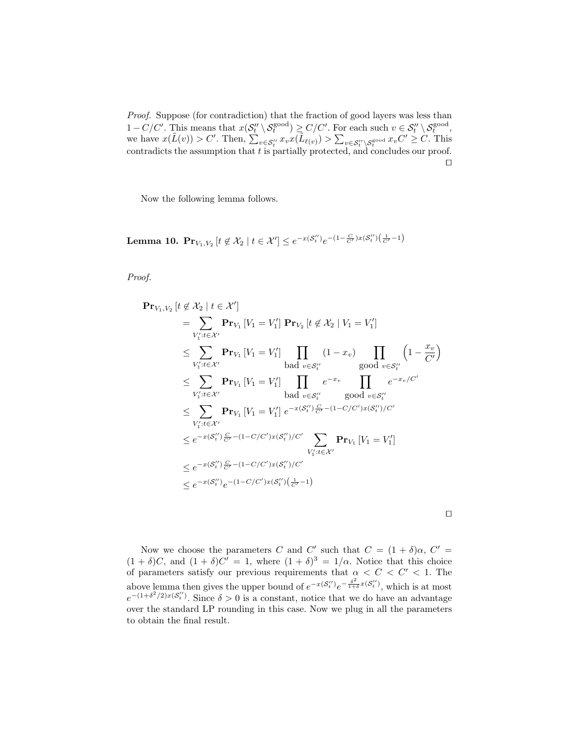*Proof.* Suppose (for contradiction) that the fraction of good layers was less than $1 - C/C'$. This means that $x(\mathcal{S}''_t \setminus \mathcal{S}^{\text{good}}_t) \geq C/C'$. For each such $v \in \mathcal{S}''_t \setminus \mathcal{S}^{\text{good}}_t$, we have $x(\tilde{L}(v)) > C'$. Then, $\sum_{v \in \mathcal{S}''_t} x_v x(\tilde{L}_{\ell(v)}) > \sum_{v \in \mathcal{S}''_t \setminus \mathcal{S}^{\text{good}}_t} x_v C' \geq C$. This contradicts the assumption that $t$ is partially protected, and concludes our proof. $\square$

Now the following lemma follows.

**Lemma 10.** $\mathbf{Pr}_{V_1,V_2}[t \notin \mathcal{X}_2 \mid t \in \mathcal{X}'] \leq e^{-x(\mathcal{S}''_t)} e^{-(1-\frac{C}{C'})x(\mathcal{S}''_t)\left(\frac{1}{C'}-1\right)}$

*Proof.*

$$
\begin{aligned}
\mathbf{Pr}_{V_1,V_2}[t \notin \mathcal{X}_2 \mid t \in \mathcal{X}'] &= \sum_{V'_1 : t \in \mathcal{X}'} \mathbf{Pr}_{V_1}[V_1 = V'_1]\, \mathbf{Pr}_{V_2}[t \notin \mathcal{X}_2 \mid V_1 = V'_1] \\
&\leq \sum_{V'_1 : t \in \mathcal{X}'} \mathbf{Pr}_{V_1}[V_1 = V'_1] \prod_{\text{bad } v \in \mathcal{S}''_t} (1 - x_v) \prod_{\text{good } v \in \mathcal{S}''_t} \left(1 - \frac{x_v}{C'}\right) \\
&\leq \sum_{V'_1 : t \in \mathcal{X}'} \mathbf{Pr}_{V_1}[V_1 = V'_1] \prod_{\text{bad } v \in \mathcal{S}''_t} e^{-x_v} \prod_{\text{good } v \in \mathcal{S}''_t} e^{-x_v/C'} \\
&\leq \sum_{V'_1 : t \in \mathcal{X}'} \mathbf{Pr}_{V_1}[V_1 = V'_1]\, e^{-x(\mathcal{S}''_t)\frac{C}{C'} - (1-C/C')x(\mathcal{S}''_t)/C'} \\
&\leq e^{-x(\mathcal{S}''_t)\frac{C}{C'} - (1-C/C')x(\mathcal{S}''_t)/C'} \sum_{V'_1 : t \in \mathcal{X}'} \mathbf{Pr}_{V_1}[V_1 = V'_1] \\
&\leq e^{-x(\mathcal{S}''_t)\frac{C}{C'} - (1-C/C')x(\mathcal{S}''_t)/C'} \\
&\leq e^{-x(\mathcal{S}''_t)} e^{-(1-C/C')x(\mathcal{S}''_t)\left(\frac{1}{C'}-1\right)}
\end{aligned}
$$

$\square$

Now we choose the parameters $C$ and $C'$ such that $C = (1+\delta)\alpha$, $C' = (1+\delta)C$, and $(1+\delta)C' = 1$, where $(1+\delta)^3 = 1/\alpha$. Notice that this choice of parameters satisfy our previous requirements that $\alpha < C < C' < 1$. The above lemma then gives the upper bound of $e^{-x(\mathcal{S}''_t)} e^{-\frac{\delta^2}{1+\delta}x(\mathcal{S}''_t)}$, which is at most $e^{-(1+\delta^2/2)x(\mathcal{S}''_t)}$. Since $\delta > 0$ is a constant, notice that we do have an advantage over the standard LP rounding in this case. Now we plug in all the parameters to obtain the final result.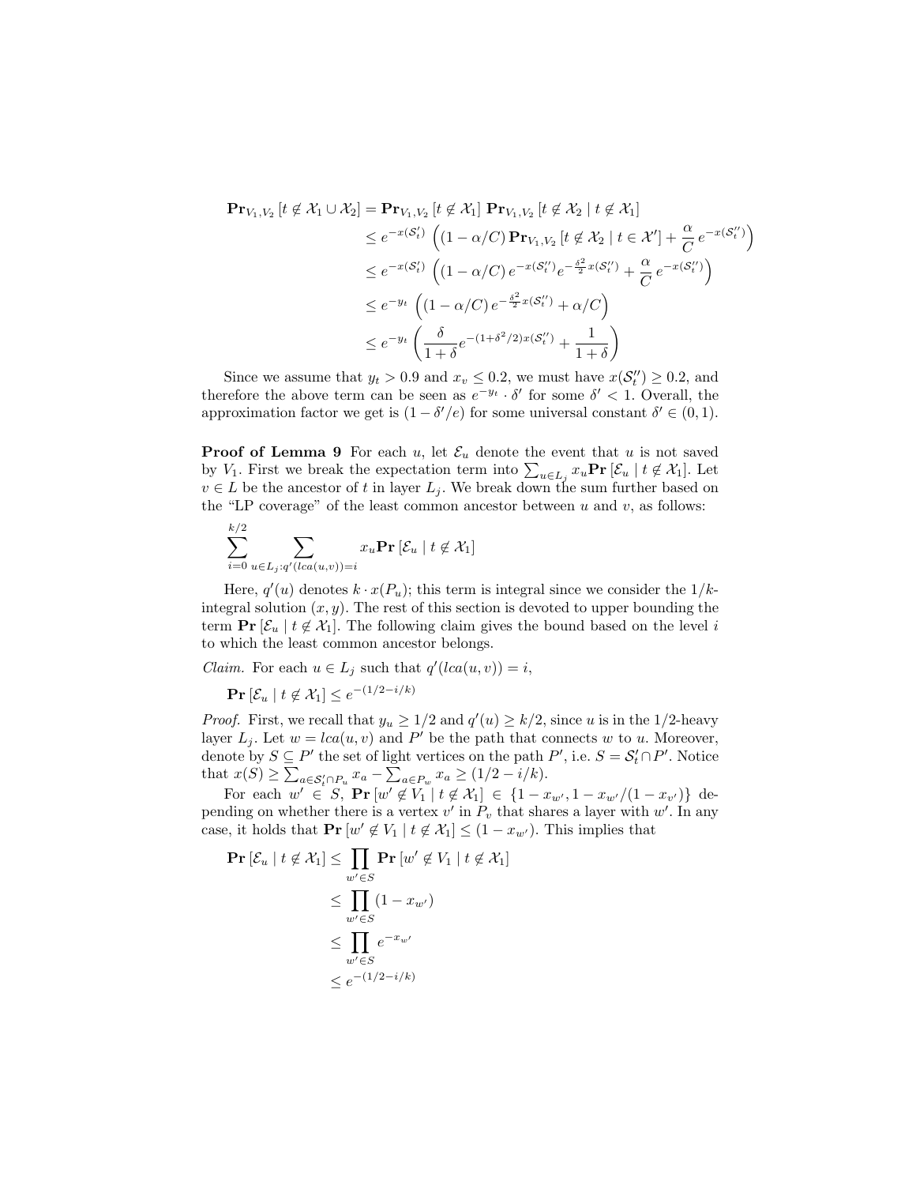$$
\begin{aligned}
\mathbf{Pr}_{V_1,V_2}\left[t \notin \mathcal{X}_1 \cup \mathcal{X}_2\right] &= \mathbf{Pr}_{V_1,V_2}\left[t \notin \mathcal{X}_1\right] \mathbf{Pr}_{V_1,V_2}\left[t \notin \mathcal{X}_2 \mid t \notin \mathcal{X}_1\right] \\
&\leq e^{-x(\mathcal{S}'_t)} \left( (1-\alpha/C)\, \mathbf{Pr}_{V_1,V_2}\left[t \notin \mathcal{X}_2 \mid t \in \mathcal{X}'\right] + \frac{\alpha}{C}\, e^{-x(\mathcal{S}''_t)} \right) \\
&\leq e^{-x(\mathcal{S}'_t)} \left( (1-\alpha/C)\, e^{-x(\mathcal{S}''_t)} e^{-\frac{\delta^2}{2} x(\mathcal{S}''_t)} + \frac{\alpha}{C}\, e^{-x(\mathcal{S}''_t)} \right) \\
&\leq e^{-y_t} \left( (1-\alpha/C)\, e^{-\frac{\delta^2}{2} x(\mathcal{S}''_t)} + \alpha/C \right) \\
&\leq e^{-y_t} \left( \frac{\delta}{1+\delta} e^{-(1+\delta^2/2) x(\mathcal{S}''_t)} + \frac{1}{1+\delta} \right)
\end{aligned}
$$

Since we assume that $y_t > 0.9$ and $x_v \leq 0.2$, we must have $x(\mathcal{S}''_t) \geq 0.2$, and therefore the above term can be seen as $e^{-y_t} \cdot \delta'$ for some $\delta' < 1$. Overall, the approximation factor we get is $(1 - \delta'/e)$ for some universal constant $\delta' \in (0,1)$.

**Proof of Lemma 9** For each $u$, let $\mathcal{E}_u$ denote the event that $u$ is not saved by $V_1$. First we break the expectation term into $\sum_{u \in L_j} x_u \mathbf{Pr}\left[\mathcal{E}_u \mid t \notin \mathcal{X}_1\right]$. Let $v \in L$ be the ancestor of $t$ in layer $L_j$. We break down the sum further based on the "LP coverage" of the least common ancestor between $u$ and $v$, as follows:

$$
\sum_{i=0}^{k/2} \sum_{u \in L_j : q'(lca(u,v)) = i} x_u \mathbf{Pr}\left[\mathcal{E}_u \mid t \notin \mathcal{X}_1\right]
$$

Here, $q'(u)$ denotes $k \cdot x(P_u)$; this term is integral since we consider the $1/k$-integral solution $(x, y)$. The rest of this section is devoted to upper bounding the term $\mathbf{Pr}\left[\mathcal{E}_u \mid t \notin \mathcal{X}_1\right]$. The following claim gives the bound based on the level $i$ to which the least common ancestor belongs.

*Claim.* For each $u \in L_j$ such that $q'(lca(u,v)) = i$,

$$
\mathbf{Pr}\left[\mathcal{E}_u \mid t \notin \mathcal{X}_1\right] \leq e^{-(1/2 - i/k)}
$$

*Proof.* First, we recall that $y_u \geq 1/2$ and $q'(u) \geq k/2$, since $u$ is in the $1/2$-heavy layer $L_j$. Let $w = lca(u,v)$ and $P'$ be the path that connects $w$ to $u$. Moreover, denote by $S \subseteq P'$ the set of light vertices on the path $P'$, i.e. $S = \mathcal{S}'_t \cap P'$. Notice that $x(S) \geq \sum_{a \in \mathcal{S}'_t \cap P_u} x_a - \sum_{a \in P_w} x_a \geq (1/2 - i/k)$.

For each $w' \in S$, $\mathbf{Pr}\left[w' \notin V_1 \mid t \notin \mathcal{X}_1\right] \in \{1 - x_{w'}, 1 - x_{w'}/(1 - x_{v'})\}$ depending on whether there is a vertex $v'$ in $P_v$ that shares a layer with $w'$. In any case, it holds that $\mathbf{Pr}\left[w' \notin V_1 \mid t \notin \mathcal{X}_1\right] \leq (1 - x_{w'})$. This implies that

$$
\begin{aligned}
\mathbf{Pr}\left[\mathcal{E}_u \mid t \notin \mathcal{X}_1\right] &\leq \prod_{w' \in S} \mathbf{Pr}\left[w' \notin V_1 \mid t \notin \mathcal{X}_1\right] \\
&\leq \prod_{w' \in S} (1 - x_{w'}) \\
&\leq \prod_{w' \in S} e^{-x_{w'}} \\
&\leq e^{-(1/2 - i/k)}
\end{aligned}
$$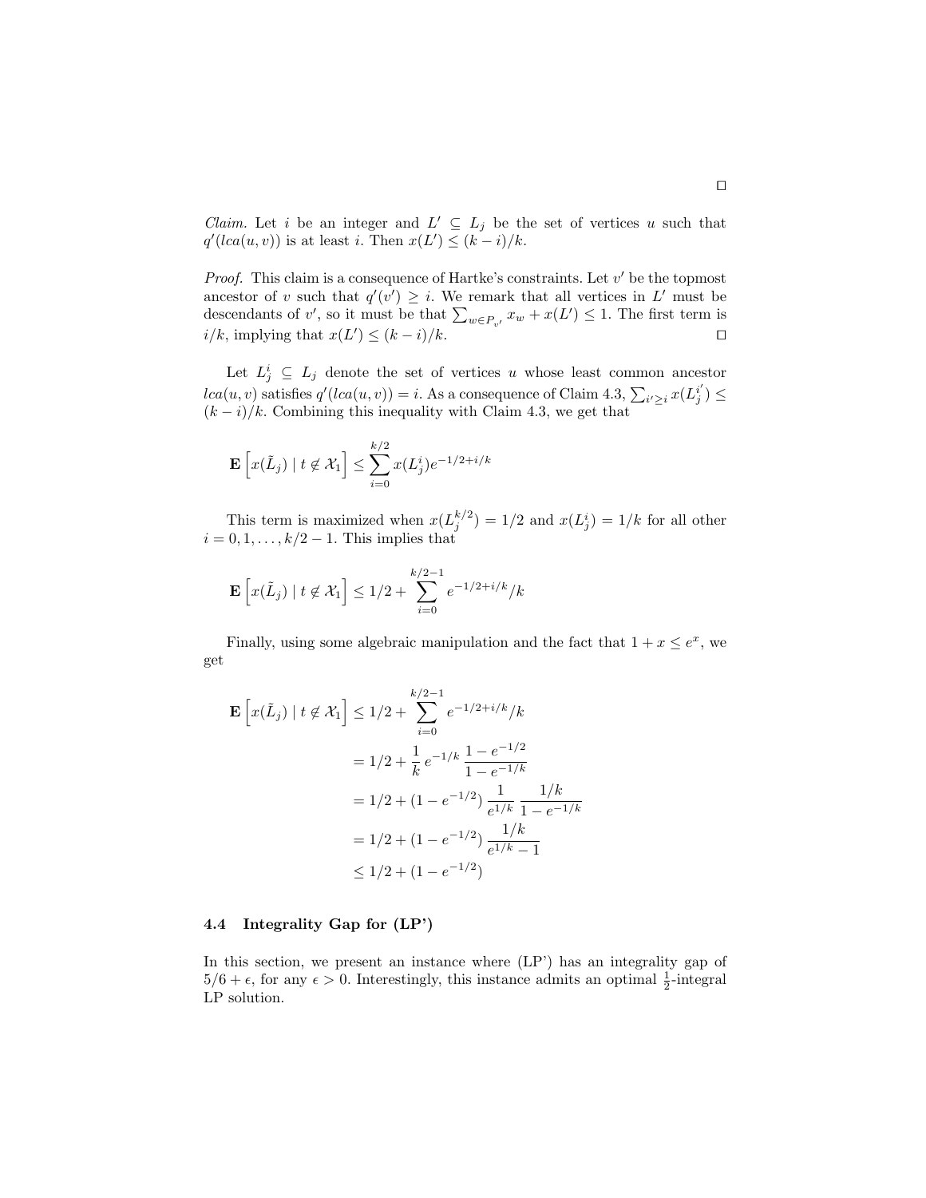□

*Claim.* Let $i$ be an integer and $L' \subseteq L_j$ be the set of vertices $u$ such that $q'(lca(u, v))$ is at least $i$. Then $x(L') \leq (k - i)/k$.

*Proof.* This claim is a consequence of Hartke's constraints. Let $v'$ be the topmost ancestor of $v$ such that $q'(v') \geq i$. We remark that all vertices in $L'$ must be descendants of $v'$, so it must be that $\sum_{w \in P_{v'}} x_w + x(L') \leq 1$. The first term is $i/k$, implying that $x(L') \leq (k - i)/k$. □

Let $L_j^i \subseteq L_j$ denote the set of vertices $u$ whose least common ancestor $lca(u, v)$ satisfies $q'(lca(u, v)) = i$. As a consequence of Claim 4.3, $\sum_{i' \geq i} x(L_j^{i'}) \leq (k - i)/k$. Combining this inequality with Claim 4.3, we get that

$$\mathbf{E}\left[x(\tilde{L}_j) \mid t \notin \mathcal{X}_1\right] \leq \sum_{i=0}^{k/2} x(L_j^i) e^{-1/2 + i/k}$$

This term is maximized when $x(L_j^{k/2}) = 1/2$ and $x(L_j^i) = 1/k$ for all other $i = 0, 1, \ldots, k/2 - 1$. This implies that

$$\mathbf{E}\left[x(\tilde{L}_j) \mid t \notin \mathcal{X}_1\right] \leq 1/2 + \sum_{i=0}^{k/2-1} e^{-1/2 + i/k}/k$$

Finally, using some algebraic manipulation and the fact that $1 + x \leq e^x$, we get

$$\begin{aligned}
\mathbf{E}\left[x(\tilde{L}_j) \mid t \notin \mathcal{X}_1\right] &\leq 1/2 + \sum_{i=0}^{k/2-1} e^{-1/2 + i/k}/k \\
&= 1/2 + \frac{1}{k}\, e^{-1/k}\, \frac{1 - e^{-1/2}}{1 - e^{-1/k}} \\
&= 1/2 + (1 - e^{-1/2})\, \frac{1}{e^{1/k}}\, \frac{1/k}{1 - e^{-1/k}} \\
&= 1/2 + (1 - e^{-1/2})\, \frac{1/k}{e^{1/k} - 1} \\
&\leq 1/2 + (1 - e^{-1/2})
\end{aligned}$$

### 4.4 Integrality Gap for (LP')

In this section, we present an instance where (LP') has an integrality gap of $5/6 + \epsilon$, for any $\epsilon > 0$. Interestingly, this instance admits an optimal $\frac{1}{2}$-integral LP solution.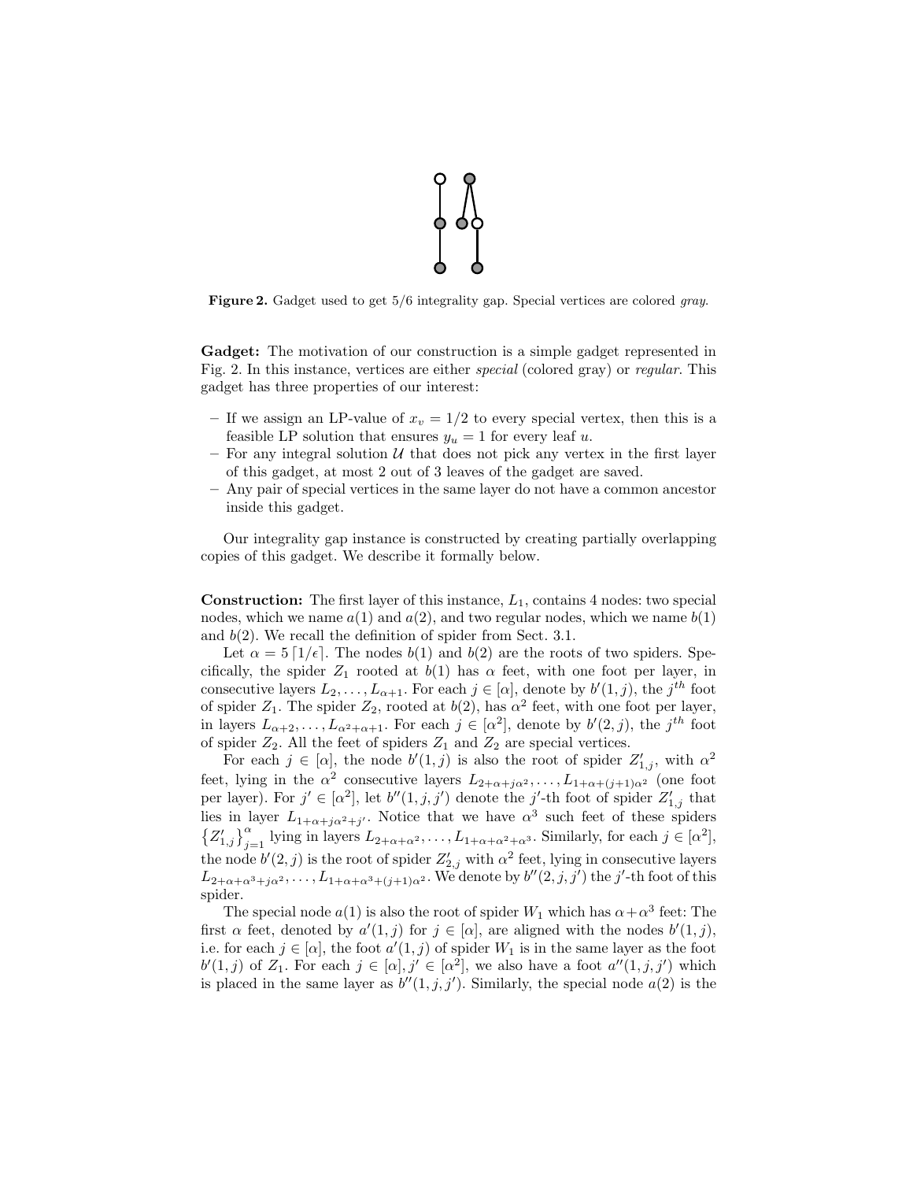**Figure 2.** Gadget used to get 5/6 integrality gap. Special vertices are colored *gray*.

**Gadget:** The motivation of our construction is a simple gadget represented in Fig. 2. In this instance, vertices are either *special* (colored gray) or *regular*. This gadget has three properties of our interest:

- If we assign an LP-value of $x_v = 1/2$ to every special vertex, then this is a feasible LP solution that ensures $y_u = 1$ for every leaf $u$.
- For any integral solution $\mathcal{U}$ that does not pick any vertex in the first layer of this gadget, at most 2 out of 3 leaves of the gadget are saved.
- Any pair of special vertices in the same layer do not have a common ancestor inside this gadget.

Our integrality gap instance is constructed by creating partially overlapping copies of this gadget. We describe it formally below.

**Construction:** The first layer of this instance, $L_1$, contains 4 nodes: two special nodes, which we name $a(1)$ and $a(2)$, and two regular nodes, which we name $b(1)$ and $b(2)$. We recall the definition of spider from Sect. 3.1.

Let $\alpha = 5\lceil 1/\epsilon \rceil$. The nodes $b(1)$ and $b(2)$ are the roots of two spiders. Specifically, the spider $Z_1$ rooted at $b(1)$ has $\alpha$ feet, with one foot per layer, in consecutive layers $L_2, \ldots, L_{\alpha+1}$. For each $j \in [\alpha]$, denote by $b'(1,j)$, the $j^{th}$ foot of spider $Z_1$. The spider $Z_2$, rooted at $b(2)$, has $\alpha^2$ feet, with one foot per layer, in layers $L_{\alpha+2}, \ldots, L_{\alpha^2+\alpha+1}$. For each $j \in [\alpha^2]$, denote by $b'(2,j)$, the $j^{th}$ foot of spider $Z_2$. All the feet of spiders $Z_1$ and $Z_2$ are special vertices.

For each $j \in [\alpha]$, the node $b'(1,j)$ is also the root of spider $Z'_{1,j}$, with $\alpha^2$ feet, lying in the $\alpha^2$ consecutive layers $L_{2+\alpha+j\alpha^2}, \ldots, L_{1+\alpha+(j+1)\alpha^2}$ (one foot per layer). For $j' \in [\alpha^2]$, let $b''(1,j,j')$ denote the $j'$-th foot of spider $Z'_{1,j}$ that lies in layer $L_{1+\alpha+j\alpha^2+j'}$. Notice that we have $\alpha^3$ such feet of these spiders $\left\{Z'_{1,j}\right\}_{j=1}^{\alpha}$ lying in layers $L_{2+\alpha+\alpha^2}, \ldots, L_{1+\alpha+\alpha^2+\alpha^3}$. Similarly, for each $j \in [\alpha^2]$, the node $b'(2,j)$ is the root of spider $Z'_{2,j}$ with $\alpha^2$ feet, lying in consecutive layers $L_{2+\alpha+\alpha^3+j\alpha^2}, \ldots, L_{1+\alpha+\alpha^3+(j+1)\alpha^2}$. We denote by $b''(2,j,j')$ the $j'$-th foot of this spider.

The special node $a(1)$ is also the root of spider $W_1$ which has $\alpha+\alpha^3$ feet: The first $\alpha$ feet, denoted by $a'(1,j)$ for $j \in [\alpha]$, are aligned with the nodes $b'(1,j)$, i.e. for each $j \in [\alpha]$, the foot $a'(1,j)$ of spider $W_1$ is in the same layer as the foot $b'(1,j)$ of $Z_1$. For each $j \in [\alpha], j' \in [\alpha^2]$, we also have a foot $a''(1,j,j')$ which is placed in the same layer as $b''(1,j,j')$. Similarly, the special node $a(2)$ is the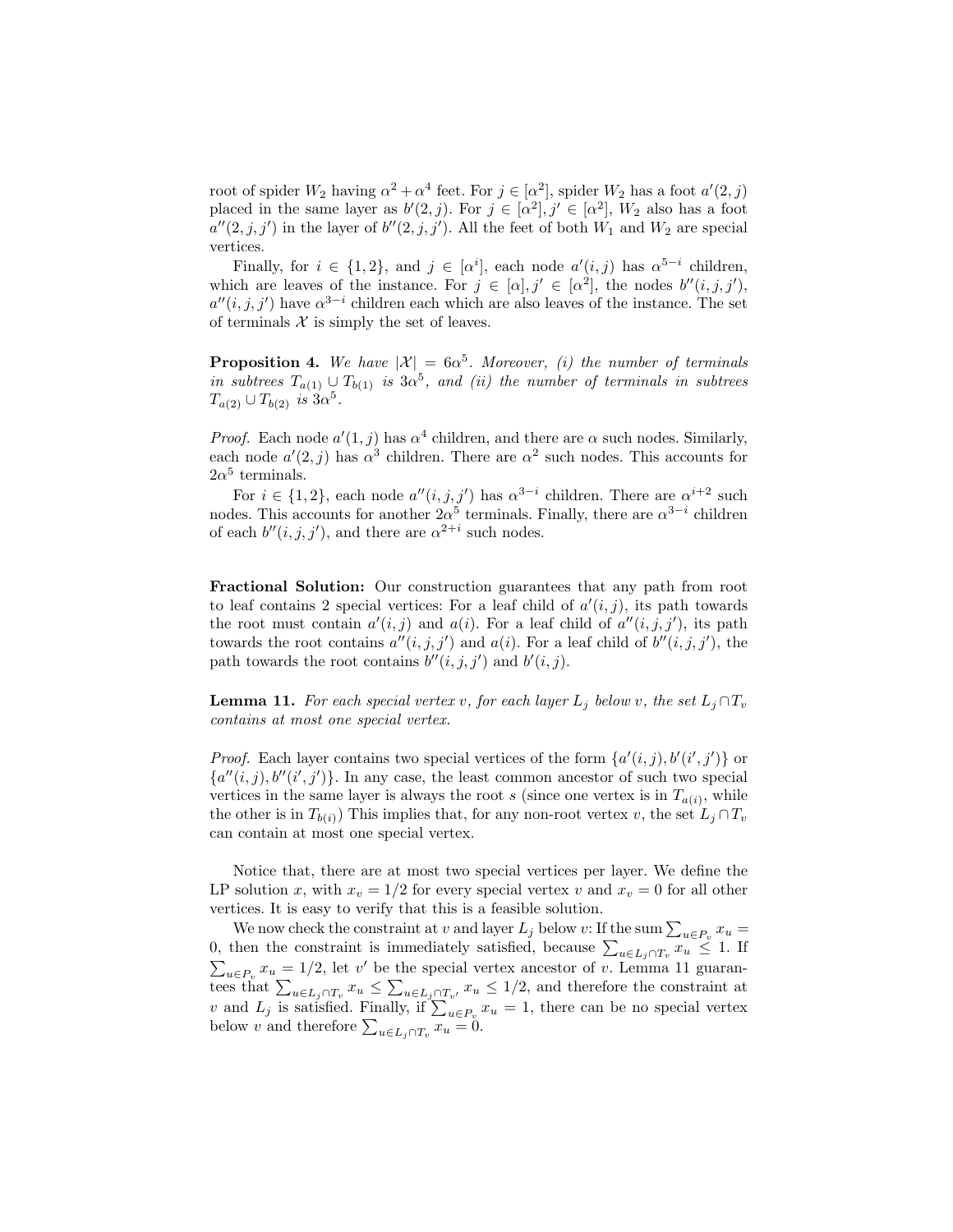root of spider $W_2$ having $\alpha^2 + \alpha^4$ feet. For $j \in [\alpha^2]$, spider $W_2$ has a foot $a'(2,j)$ placed in the same layer as $b'(2,j)$. For $j \in [\alpha^2], j' \in [\alpha^2]$, $W_2$ also has a foot $a''(2,j,j')$ in the layer of $b''(2,j,j')$. All the feet of both $W_1$ and $W_2$ are special vertices.

Finally, for $i \in \{1,2\}$, and $j \in [\alpha^i]$, each node $a'(i,j)$ has $\alpha^{5-i}$ children, which are leaves of the instance. For $j \in [\alpha], j' \in [\alpha^2]$, the nodes $b''(i,j,j')$, $a''(i,j,j')$ have $\alpha^{3-i}$ children each which are also leaves of the instance. The set of terminals $\mathcal{X}$ is simply the set of leaves.

**Proposition 4.** *We have $|\mathcal{X}| = 6\alpha^5$. Moreover, (i) the number of terminals in subtrees $T_{a(1)} \cup T_{b(1)}$ is $3\alpha^5$, and (ii) the number of terminals in subtrees $T_{a(2)} \cup T_{b(2)}$ is $3\alpha^5$.*

*Proof.* Each node $a'(1,j)$ has $\alpha^4$ children, and there are $\alpha$ such nodes. Similarly, each node $a'(2,j)$ has $\alpha^3$ children. There are $\alpha^2$ such nodes. This accounts for $2\alpha^5$ terminals.

For $i \in \{1,2\}$, each node $a''(i,j,j')$ has $\alpha^{3-i}$ children. There are $\alpha^{i+2}$ such nodes. This accounts for another $2\alpha^5$ terminals. Finally, there are $\alpha^{3-i}$ children of each $b''(i,j,j')$, and there are $\alpha^{2+i}$ such nodes.

**Fractional Solution:** Our construction guarantees that any path from root to leaf contains 2 special vertices: For a leaf child of $a'(i,j)$, its path towards the root must contain $a'(i,j)$ and $a(i)$. For a leaf child of $a''(i,j,j')$, its path towards the root contains $a''(i,j,j')$ and $a(i)$. For a leaf child of $b''(i,j,j')$, the path towards the root contains $b''(i,j,j')$ and $b'(i,j)$.

**Lemma 11.** *For each special vertex $v$, for each layer $L_j$ below $v$, the set $L_j \cap T_v$ contains at most one special vertex.*

*Proof.* Each layer contains two special vertices of the form $\{a'(i,j), b'(i',j')\}$ or $\{a''(i,j), b''(i',j')\}$. In any case, the least common ancestor of such two special vertices in the same layer is always the root $s$ (since one vertex is in $T_{a(i)}$, while the other is in $T_{b(i)}$) This implies that, for any non-root vertex $v$, the set $L_j \cap T_v$ can contain at most one special vertex.

Notice that, there are at most two special vertices per layer. We define the LP solution $x$, with $x_v = 1/2$ for every special vertex $v$ and $x_v = 0$ for all other vertices. It is easy to verify that this is a feasible solution.

We now check the constraint at $v$ and layer $L_j$ below $v$: If the sum $\sum_{u \in P_v} x_u = 0$, then the constraint is immediately satisfied, because $\sum_{u \in L_j \cap T_v} x_u \leq 1$. If $\sum_{u \in P_v} x_u = 1/2$, let $v'$ be the special vertex ancestor of $v$. Lemma 11 guarantees that $\sum_{u \in L_j \cap T_v} x_u \leq \sum_{u \in L_j \cap T_{v'}} x_u \leq 1/2$, and therefore the constraint at $v$ and $L_j$ is satisfied. Finally, if $\sum_{u \in P_v} x_u = 1$, there can be no special vertex below $v$ and therefore $\sum_{u \in L_j \cap T_v} x_u = 0$.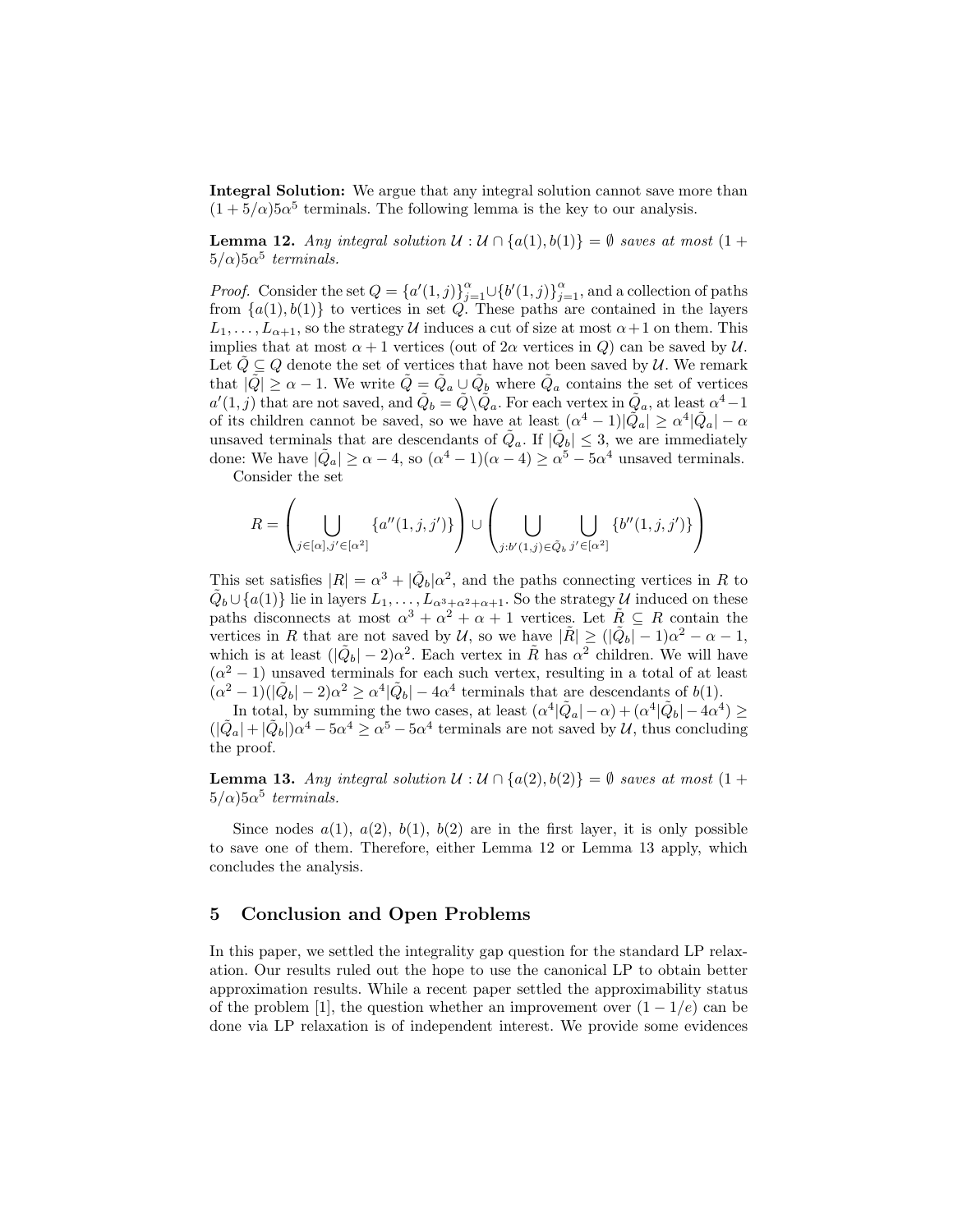**Integral Solution:** We argue that any integral solution cannot save more than $(1 + 5/\alpha)5\alpha^5$ terminals. The following lemma is the key to our analysis.

**Lemma 12.** *Any integral solution $\mathcal{U} : \mathcal{U} \cap \{a(1), b(1)\} = \emptyset$ saves at most $(1 + 5/\alpha)5\alpha^5$ terminals.*

*Proof.* Consider the set $Q = \{a'(1, j)\}_{j=1}^{\alpha} \cup \{b'(1, j)\}_{j=1}^{\alpha}$, and a collection of paths from $\{a(1), b(1)\}$ to vertices in set $Q$. These paths are contained in the layers $L_1, \ldots, L_{\alpha+1}$, so the strategy $\mathcal{U}$ induces a cut of size at most $\alpha + 1$ on them. This implies that at most $\alpha + 1$ vertices (out of $2\alpha$ vertices in $Q$) can be saved by $\mathcal{U}$. Let $\tilde{Q} \subseteq Q$ denote the set of vertices that have not been saved by $\mathcal{U}$. We remark that $|\tilde{Q}| \geq \alpha - 1$. We write $\tilde{Q} = \tilde{Q}_a \cup \tilde{Q}_b$ where $\tilde{Q}_a$ contains the set of vertices $a'(1, j)$ that are not saved, and $\tilde{Q}_b = \tilde{Q} \setminus \tilde{Q}_a$. For each vertex in $\tilde{Q}_a$, at least $\alpha^4 - 1$ of its children cannot be saved, so we have at least $(\alpha^4 - 1)|\tilde{Q}_a| \geq \alpha^4 |\tilde{Q}_a| - \alpha$ unsaved terminals that are descendants of $\tilde{Q}_a$. If $|\tilde{Q}_b| \leq 3$, we are immediately done: We have $|\tilde{Q}_a| \geq \alpha - 4$, so $(\alpha^4 - 1)(\alpha - 4) \geq \alpha^5 - 5\alpha^4$ unsaved terminals.

Consider the set

$$R = \left( \bigcup_{j \in [\alpha], j' \in [\alpha^2]} \{a''(1, j, j')\} \right) \cup \left( \bigcup_{j : b'(1,j) \in \tilde{Q}_b} \bigcup_{j' \in [\alpha^2]} \{b''(1, j, j')\} \right)$$

This set satisfies $|R| = \alpha^3 + |\tilde{Q}_b|\alpha^2$, and the paths connecting vertices in $R$ to $\tilde{Q}_b \cup \{a(1)\}$ lie in layers $L_1, \ldots, L_{\alpha^3+\alpha^2+\alpha+1}$. So the strategy $\mathcal{U}$ induced on these paths disconnects at most $\alpha^3 + \alpha^2 + \alpha + 1$ vertices. Let $\tilde{R} \subseteq R$ contain the vertices in $R$ that are not saved by $\mathcal{U}$, so we have $|\tilde{R}| \geq (|\tilde{Q}_b| - 1)\alpha^2 - \alpha - 1$, which is at least $(|\tilde{Q}_b| - 2)\alpha^2$. Each vertex in $\tilde{R}$ has $\alpha^2$ children. We will have $(\alpha^2 - 1)$ unsaved terminals for each such vertex, resulting in a total of at least $(\alpha^2 - 1)(|\tilde{Q}_b| - 2)\alpha^2 \geq \alpha^4 |\tilde{Q}_b| - 4\alpha^4$ terminals that are descendants of $b(1)$.

In total, by summing the two cases, at least $(\alpha^4|\tilde{Q}_a| - \alpha) + (\alpha^4|\tilde{Q}_b| - 4\alpha^4) \geq (|\tilde{Q}_a| + |\tilde{Q}_b|)\alpha^4 - 5\alpha^4 \geq \alpha^5 - 5\alpha^4$ terminals are not saved by $\mathcal{U}$, thus concluding the proof.

**Lemma 13.** *Any integral solution $\mathcal{U} : \mathcal{U} \cap \{a(2), b(2)\} = \emptyset$ saves at most $(1 + 5/\alpha)5\alpha^5$ terminals.*

Since nodes $a(1)$, $a(2)$, $b(1)$, $b(2)$ are in the first layer, it is only possible to save one of them. Therefore, either Lemma 12 or Lemma 13 apply, which concludes the analysis.

## 5 Conclusion and Open Problems

In this paper, we settled the integrality gap question for the standard LP relaxation. Our results ruled out the hope to use the canonical LP to obtain better approximation results. While a recent paper settled the approximability status of the problem [1], the question whether an improvement over $(1 - 1/e)$ can be done via LP relaxation is of independent interest. We provide some evidences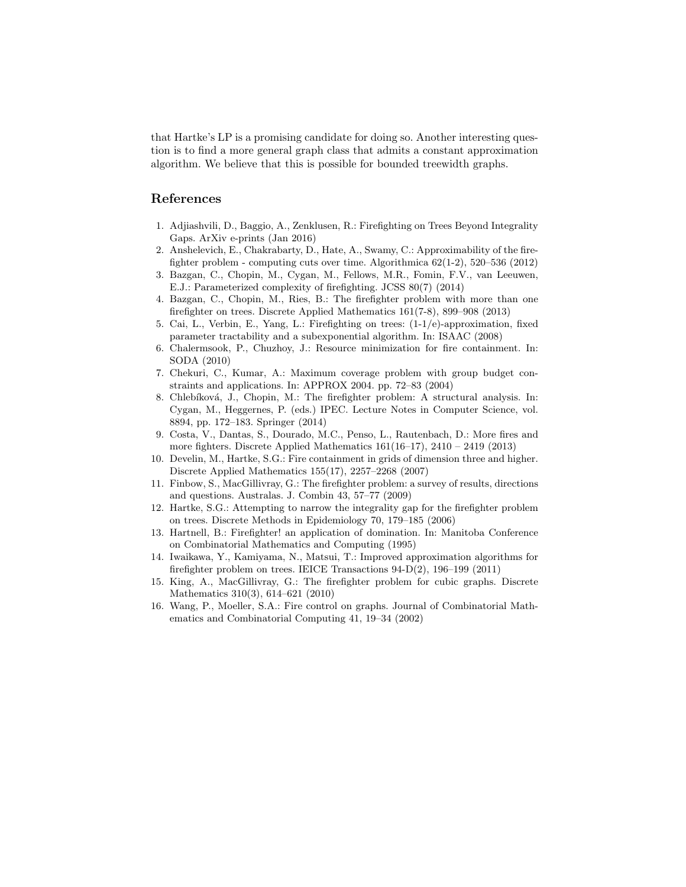that Hartke's LP is a promising candidate for doing so. Another interesting question is to find a more general graph class that admits a constant approximation algorithm. We believe that this is possible for bounded treewidth graphs.

## References

1. Adjiashvili, D., Baggio, A., Zenklusen, R.: Firefighting on Trees Beyond Integrality Gaps. ArXiv e-prints (Jan 2016)
2. Anshelevich, E., Chakrabarty, D., Hate, A., Swamy, C.: Approximability of the firefighter problem - computing cuts over time. Algorithmica 62(1-2), 520–536 (2012)
3. Bazgan, C., Chopin, M., Cygan, M., Fellows, M.R., Fomin, F.V., van Leeuwen, E.J.: Parameterized complexity of firefighting. JCSS 80(7) (2014)
4. Bazgan, C., Chopin, M., Ries, B.: The firefighter problem with more than one firefighter on trees. Discrete Applied Mathematics 161(7-8), 899–908 (2013)
5. Cai, L., Verbin, E., Yang, L.: Firefighting on trees: (1-1/e)-approximation, fixed parameter tractability and a subexponential algorithm. In: ISAAC (2008)
6. Chalermsook, P., Chuzhoy, J.: Resource minimization for fire containment. In: SODA (2010)
7. Chekuri, C., Kumar, A.: Maximum coverage problem with group budget constraints and applications. In: APPROX 2004. pp. 72–83 (2004)
8. Chlebíková, J., Chopin, M.: The firefighter problem: A structural analysis. In: Cygan, M., Heggernes, P. (eds.) IPEC. Lecture Notes in Computer Science, vol. 8894, pp. 172–183. Springer (2014)
9. Costa, V., Dantas, S., Dourado, M.C., Penso, L., Rautenbach, D.: More fires and more fighters. Discrete Applied Mathematics 161(16–17), 2410 – 2419 (2013)
10. Develin, M., Hartke, S.G.: Fire containment in grids of dimension three and higher. Discrete Applied Mathematics 155(17), 2257–2268 (2007)
11. Finbow, S., MacGillivray, G.: The firefighter problem: a survey of results, directions and questions. Australas. J. Combin 43, 57–77 (2009)
12. Hartke, S.G.: Attempting to narrow the integrality gap for the firefighter problem on trees. Discrete Methods in Epidemiology 70, 179–185 (2006)
13. Hartnell, B.: Firefighter! an application of domination. In: Manitoba Conference on Combinatorial Mathematics and Computing (1995)
14. Iwaikawa, Y., Kamiyama, N., Matsui, T.: Improved approximation algorithms for firefighter problem on trees. IEICE Transactions 94-D(2), 196–199 (2011)
15. King, A., MacGillivray, G.: The firefighter problem for cubic graphs. Discrete Mathematics 310(3), 614–621 (2010)
16. Wang, P., Moeller, S.A.: Fire control on graphs. Journal of Combinatorial Mathematics and Combinatorial Computing 41, 19–34 (2002)